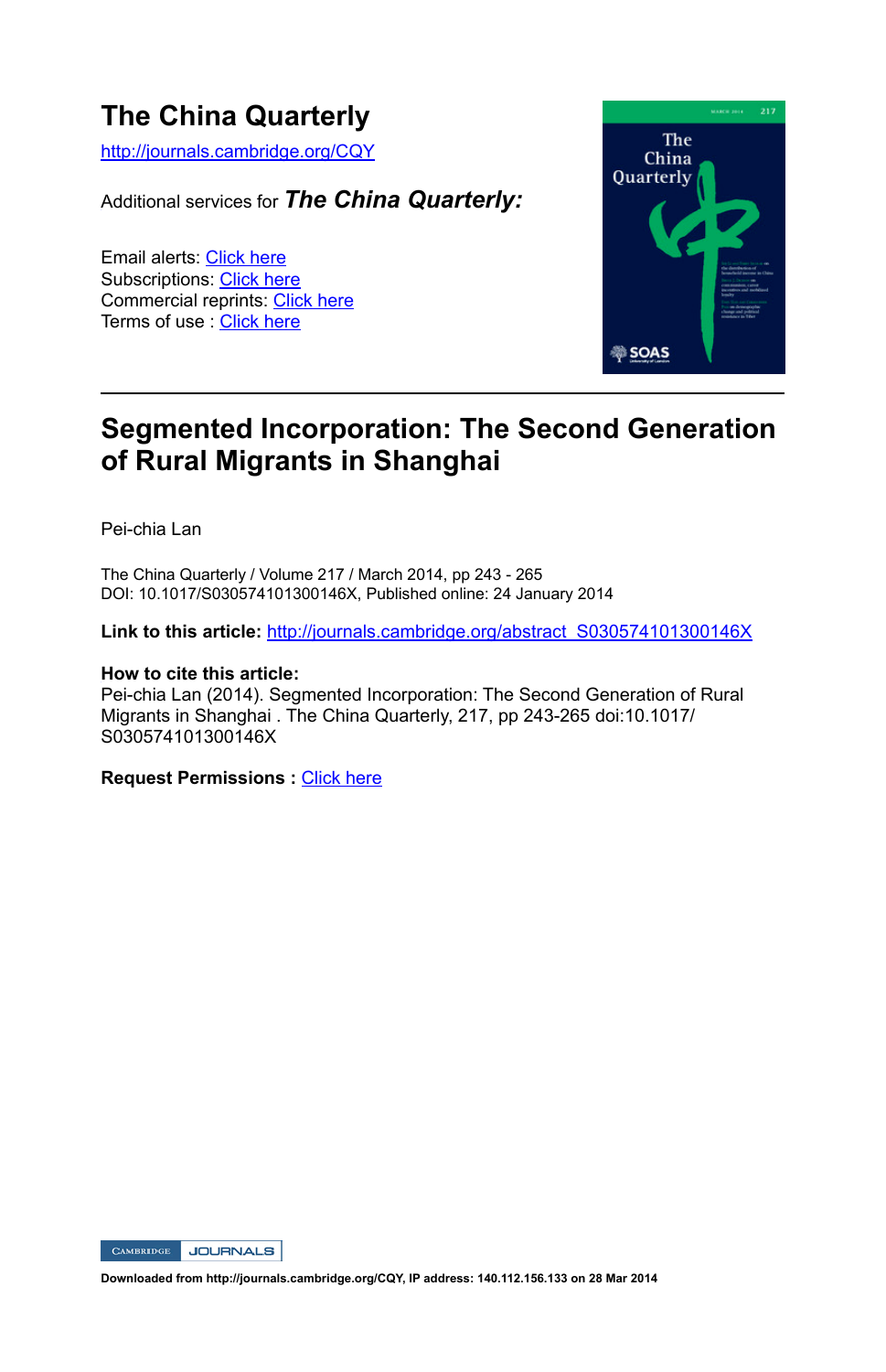# The China Quarterly

http://journals.cambridge.org/CQY

Additional services for ***The China Quarterly:***

Email alerts: Click here
Subscriptions: Click here
Commercial reprints: Click here
Terms of use : Click here

---

# Segmented Incorporation: The Second Generation of Rural Migrants in Shanghai

Pei-chia Lan

The China Quarterly / Volume 217 / March 2014, pp 243 - 265
DOI: 10.1017/S030574101300146X, Published online: 24 January 2014

**Link to this article:** http://journals.cambridge.org/abstract_S030574101300146X

**How to cite this article:**
Pei-chia Lan (2014). Segmented Incorporation: The Second Generation of Rural Migrants in Shanghai . The China Quarterly, 217, pp 243-265 doi:10.1017/S030574101300146X

**Request Permissions :** Click here

**Downloaded from http://journals.cambridge.org/CQY, IP address: 140.112.156.133 on 28 Mar 2014**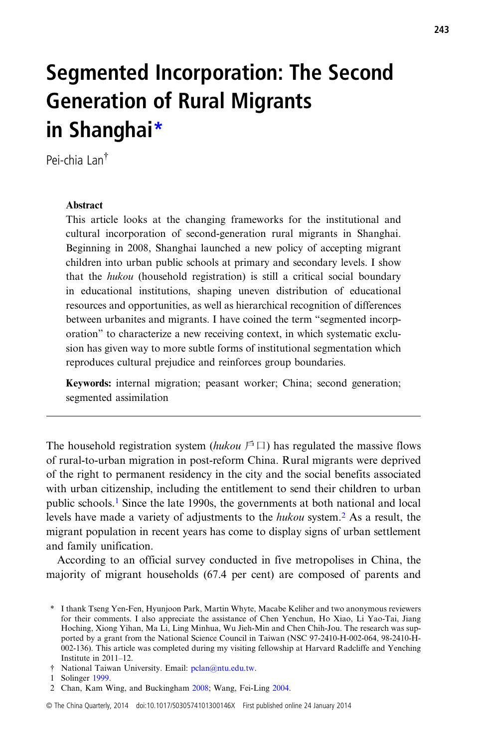# Segmented Incorporation: The Second Generation of Rural Migrants in Shanghai*

Pei-chia Lan†

**Abstract**

This article looks at the changing frameworks for the institutional and cultural incorporation of second-generation rural migrants in Shanghai. Beginning in 2008, Shanghai launched a new policy of accepting migrant children into urban public schools at primary and secondary levels. I show that the *hukou* (household registration) is still a critical social boundary in educational institutions, shaping uneven distribution of educational resources and opportunities, as well as hierarchical recognition of differences between urbanites and migrants. I have coined the term "segmented incorporation" to characterize a new receiving context, in which systematic exclusion has given way to more subtle forms of institutional segmentation which reproduces cultural prejudice and reinforces group boundaries.

**Keywords:** internal migration; peasant worker; China; second generation; segmented assimilation

---

The household registration system (*hukou* 戶口) has regulated the massive flows of rural-to-urban migration in post-reform China. Rural migrants were deprived of the right to permanent residency in the city and the social benefits associated with urban citizenship, including the entitlement to send their children to urban public schools.[1] Since the late 1990s, the governments at both national and local levels have made a variety of adjustments to the *hukou* system.[2] As a result, the migrant population in recent years has come to display signs of urban settlement and family unification.

According to an official survey conducted in five metropolises in China, the majority of migrant households (67.4 per cent) are composed of parents and

---

\* I thank Tseng Yen-Fen, Hyunjoon Park, Martin Whyte, Macabe Keliher and two anonymous reviewers for their comments. I also appreciate the assistance of Chen Yenchun, Ho Xiao, Li Yao-Tai, Jiang Hoching, Xiong Yihan, Ma Li, Ling Minhua, Wu Jieh-Min and Chen Chih-Jou. The research was supported by a grant from the National Science Council in Taiwan (NSC 97-2410-H-002-064, 98-2410-H-002-136). This article was completed during my visiting fellowship at Harvard Radcliffe and Yenching Institute in 2011–12.

† National Taiwan University. Email: pclan@ntu.edu.tw.

1 Solinger 1999.

2 Chan, Kam Wing, and Buckingham 2008; Wang, Fei-Ling 2004.

© The China Quarterly, 2014 doi:10.1017/S030574101300146X First published online 24 January 2014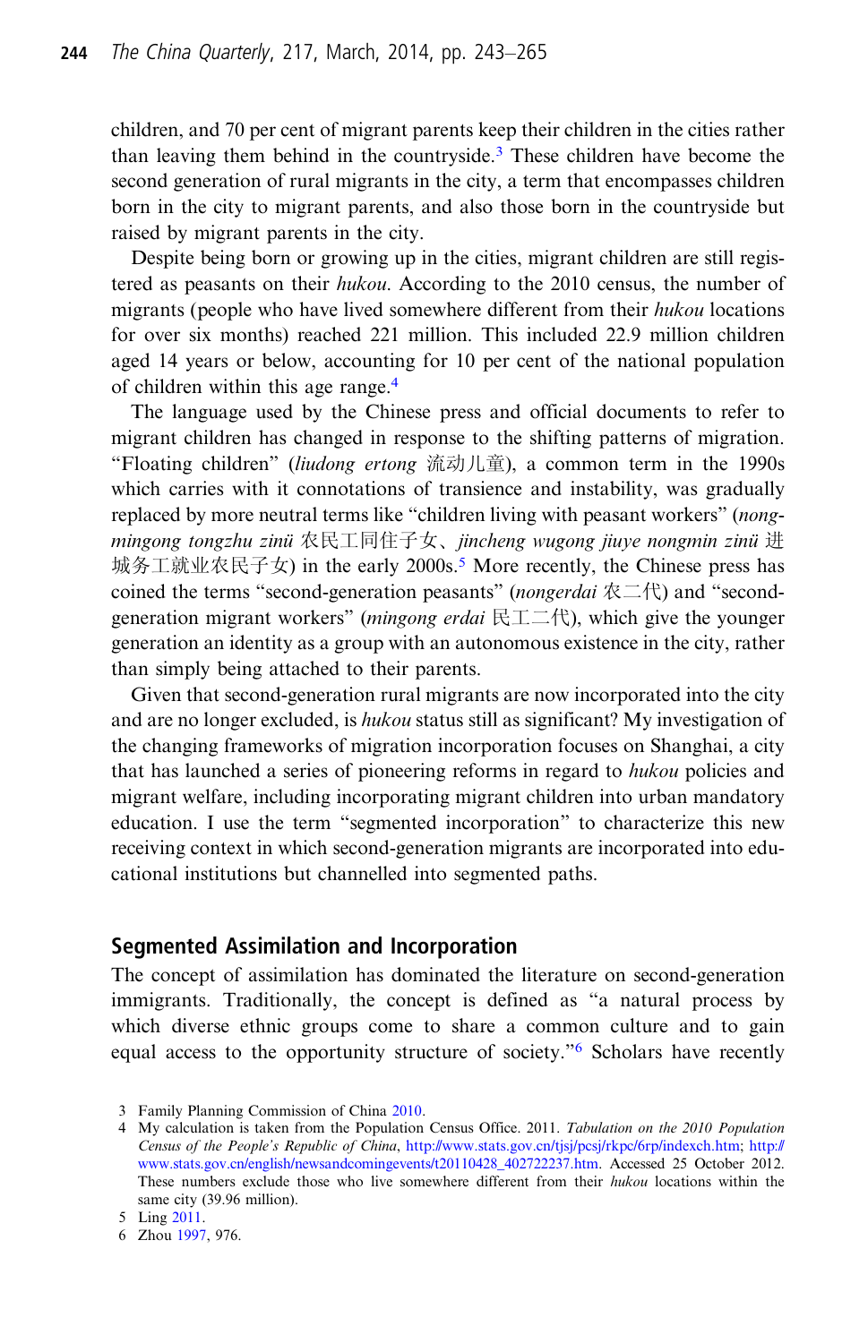children, and 70 per cent of migrant parents keep their children in the cities rather than leaving them behind in the countryside.[3] These children have become the second generation of rural migrants in the city, a term that encompasses children born in the city to migrant parents, and also those born in the countryside but raised by migrant parents in the city.

Despite being born or growing up in the cities, migrant children are still registered as peasants on their *hukou*. According to the 2010 census, the number of migrants (people who have lived somewhere different from their *hukou* locations for over six months) reached 221 million. This included 22.9 million children aged 14 years or below, accounting for 10 per cent of the national population of children within this age range.[4]

The language used by the Chinese press and official documents to refer to migrant children has changed in response to the shifting patterns of migration. "Floating children" (*liudong ertong* 流动儿童), a common term in the 1990s which carries with it connotations of transience and instability, was gradually replaced by more neutral terms like "children living with peasant workers" (*nongmingong tongzhu zinü* 农民工同住子女、*jincheng wugong jiuye nongmin zinü* 进城务工就业农民子女) in the early 2000s.[5] More recently, the Chinese press has coined the terms "second-generation peasants" (*nongerdai* 农二代) and "second-generation migrant workers" (*mingong erdai* 民工二代), which give the younger generation an identity as a group with an autonomous existence in the city, rather than simply being attached to their parents.

Given that second-generation rural migrants are now incorporated into the city and are no longer excluded, is *hukou* status still as significant? My investigation of the changing frameworks of migration incorporation focuses on Shanghai, a city that has launched a series of pioneering reforms in regard to *hukou* policies and migrant welfare, including incorporating migrant children into urban mandatory education. I use the term "segmented incorporation" to characterize this new receiving context in which second-generation migrants are incorporated into educational institutions but channelled into segmented paths.

## Segmented Assimilation and Incorporation

The concept of assimilation has dominated the literature on second-generation immigrants. Traditionally, the concept is defined as "a natural process by which diverse ethnic groups come to share a common culture and to gain equal access to the opportunity structure of society."[6] Scholars have recently

3 Family Planning Commission of China 2010.

4 My calculation is taken from the Population Census Office. 2011. *Tabulation on the 2010 Population Census of the People's Republic of China*, http://www.stats.gov.cn/tjsj/pcsj/rkpc/6rp/indexch.htm; http://www.stats.gov.cn/english/newsandcomingevents/t20110428_402722237.htm. Accessed 25 October 2012. These numbers exclude those who live somewhere different from their *hukou* locations within the same city (39.96 million).

5 Ling 2011.

6 Zhou 1997, 976.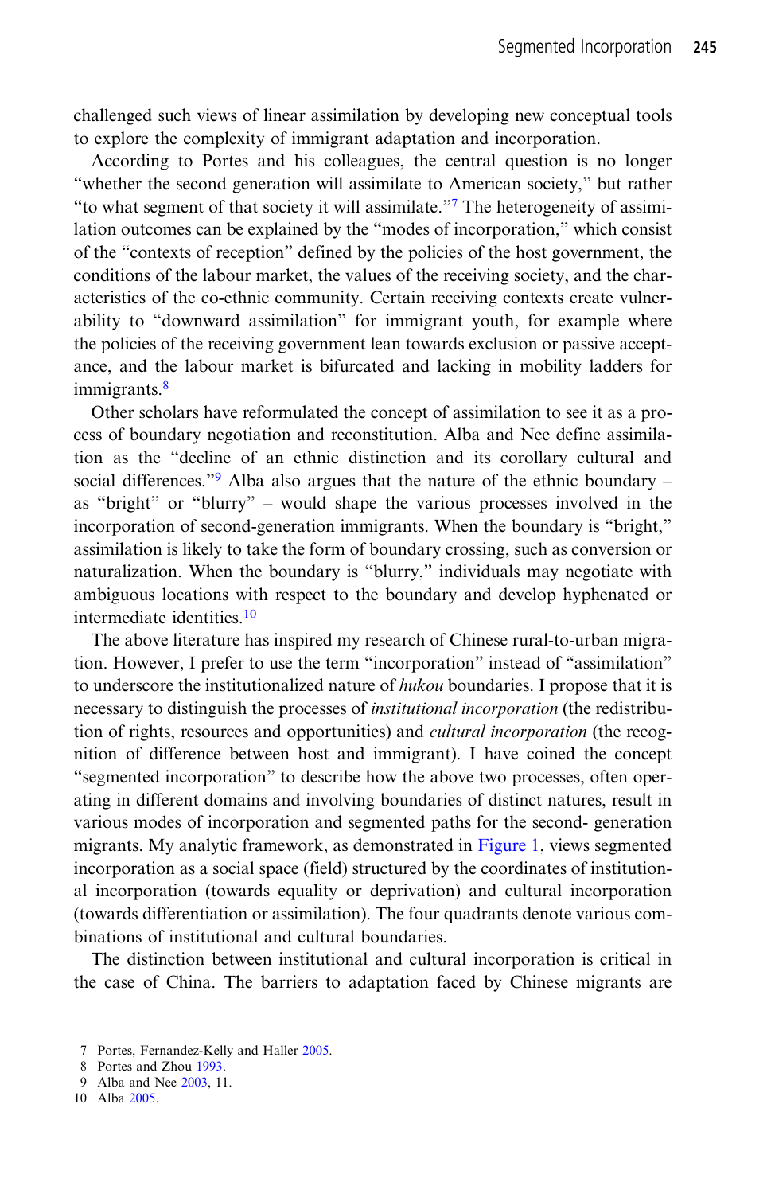challenged such views of linear assimilation by developing new conceptual tools to explore the complexity of immigrant adaptation and incorporation.

According to Portes and his colleagues, the central question is no longer "whether the second generation will assimilate to American society," but rather "to what segment of that society it will assimilate."[7] The heterogeneity of assimilation outcomes can be explained by the "modes of incorporation," which consist of the "contexts of reception" defined by the policies of the host government, the conditions of the labour market, the values of the receiving society, and the characteristics of the co-ethnic community. Certain receiving contexts create vulnerability to "downward assimilation" for immigrant youth, for example where the policies of the receiving government lean towards exclusion or passive acceptance, and the labour market is bifurcated and lacking in mobility ladders for immigrants.[8]

Other scholars have reformulated the concept of assimilation to see it as a process of boundary negotiation and reconstitution. Alba and Nee define assimilation as the "decline of an ethnic distinction and its corollary cultural and social differences."[9] Alba also argues that the nature of the ethnic boundary – as "bright" or "blurry" – would shape the various processes involved in the incorporation of second-generation immigrants. When the boundary is "bright," assimilation is likely to take the form of boundary crossing, such as conversion or naturalization. When the boundary is "blurry," individuals may negotiate with ambiguous locations with respect to the boundary and develop hyphenated or intermediate identities.[10]

The above literature has inspired my research of Chinese rural-to-urban migration. However, I prefer to use the term "incorporation" instead of "assimilation" to underscore the institutionalized nature of *hukou* boundaries. I propose that it is necessary to distinguish the processes of *institutional incorporation* (the redistribution of rights, resources and opportunities) and *cultural incorporation* (the recognition of difference between host and immigrant). I have coined the concept "segmented incorporation" to describe how the above two processes, often operating in different domains and involving boundaries of distinct natures, result in various modes of incorporation and segmented paths for the second- generation migrants. My analytic framework, as demonstrated in Figure 1, views segmented incorporation as a social space (field) structured by the coordinates of institutional incorporation (towards equality or deprivation) and cultural incorporation (towards differentiation or assimilation). The four quadrants denote various combinations of institutional and cultural boundaries.

The distinction between institutional and cultural incorporation is critical in the case of China. The barriers to adaptation faced by Chinese migrants are

7 Portes, Fernandez-Kelly and Haller 2005.

8 Portes and Zhou 1993.

9 Alba and Nee 2003, 11.

10 Alba 2005.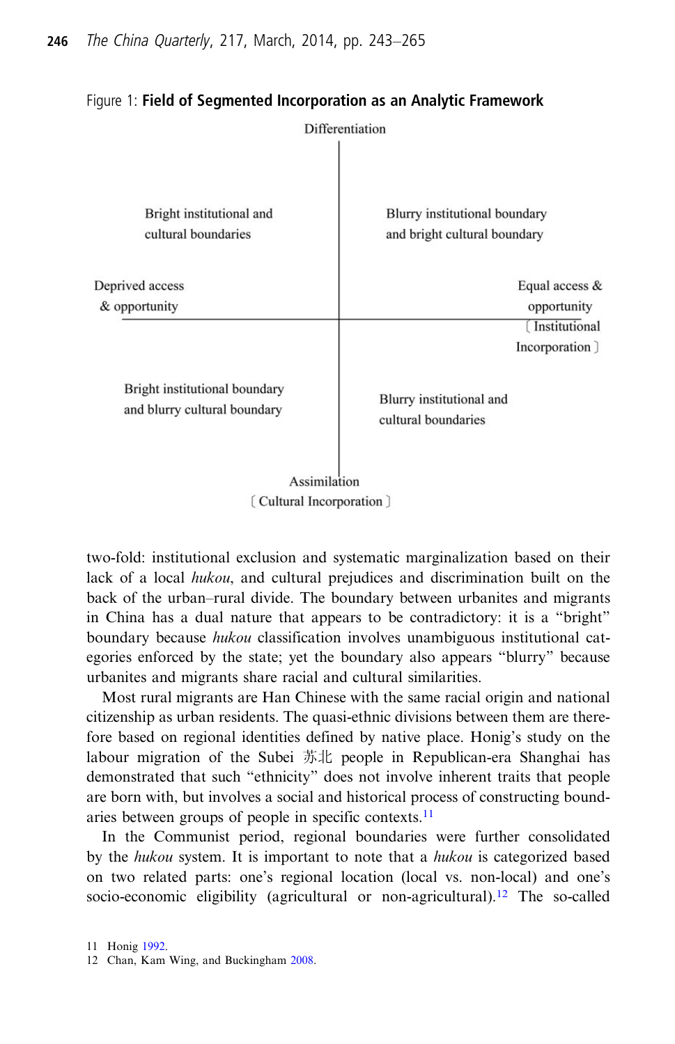Figure 1: **Field of Segmented Incorporation as an Analytic Framework**

Differentiation

Bright institutional and cultural boundaries

Blurry institutional boundary and bright cultural boundary

Deprived access & opportunity

Equal access & opportunity 〔Institutional Incorporation〕

Bright institutional boundary and blurry cultural boundary

Blurry institutional and cultural boundaries

Assimilation 〔Cultural Incorporation〕

two-fold: institutional exclusion and systematic marginalization based on their lack of a local *hukou*, and cultural prejudices and discrimination built on the back of the urban–rural divide. The boundary between urbanites and migrants in China has a dual nature that appears to be contradictory: it is a "bright" boundary because *hukou* classification involves unambiguous institutional categories enforced by the state; yet the boundary also appears "blurry" because urbanites and migrants share racial and cultural similarities.

Most rural migrants are Han Chinese with the same racial origin and national citizenship as urban residents. The quasi-ethnic divisions between them are therefore based on regional identities defined by native place. Honig's study on the labour migration of the Subei 苏北 people in Republican-era Shanghai has demonstrated that such "ethnicity" does not involve inherent traits that people are born with, but involves a social and historical process of constructing boundaries between groups of people in specific contexts.[11]

In the Communist period, regional boundaries were further consolidated by the *hukou* system. It is important to note that a *hukou* is categorized based on two related parts: one's regional location (local vs. non-local) and one's socio-economic eligibility (agricultural or non-agricultural).[12] The so-called

11 Honig 1992.

12 Chan, Kam Wing, and Buckingham 2008.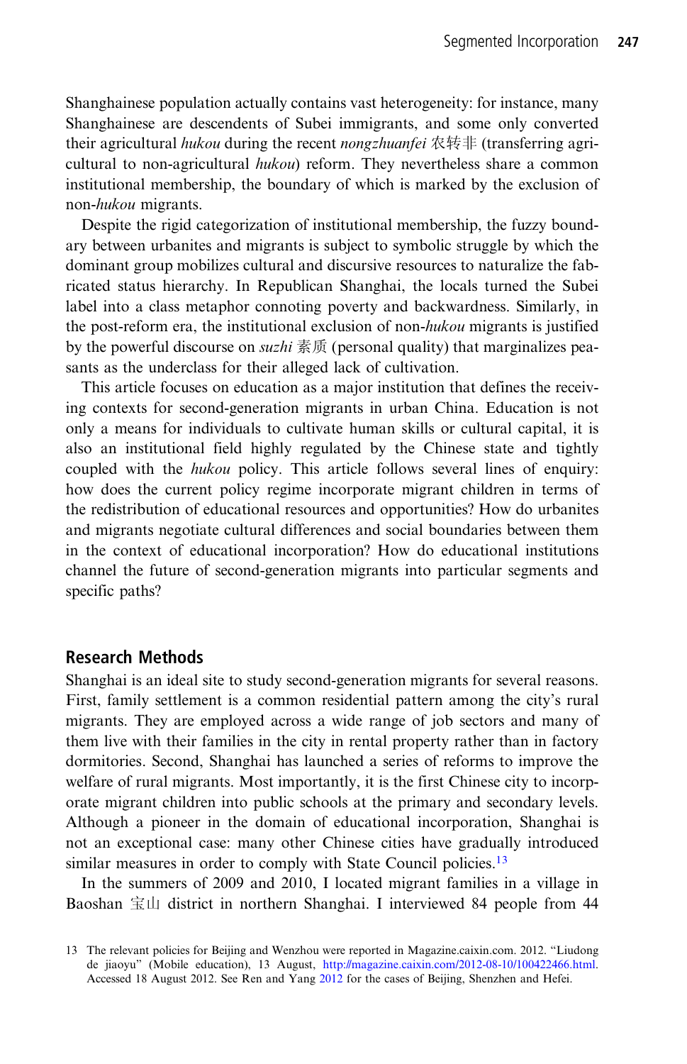Shanghainese population actually contains vast heterogeneity: for instance, many Shanghainese are descendents of Subei immigrants, and some only converted their agricultural *hukou* during the recent *nongzhuanfei* 农转非 (transferring agricultural to non-agricultural *hukou*) reform. They nevertheless share a common institutional membership, the boundary of which is marked by the exclusion of non-*hukou* migrants.

Despite the rigid categorization of institutional membership, the fuzzy boundary between urbanites and migrants is subject to symbolic struggle by which the dominant group mobilizes cultural and discursive resources to naturalize the fabricated status hierarchy. In Republican Shanghai, the locals turned the Subei label into a class metaphor connoting poverty and backwardness. Similarly, in the post-reform era, the institutional exclusion of non-*hukou* migrants is justified by the powerful discourse on *suzhi* 素质 (personal quality) that marginalizes peasants as the underclass for their alleged lack of cultivation.

This article focuses on education as a major institution that defines the receiving contexts for second-generation migrants in urban China. Education is not only a means for individuals to cultivate human skills or cultural capital, it is also an institutional field highly regulated by the Chinese state and tightly coupled with the *hukou* policy. This article follows several lines of enquiry: how does the current policy regime incorporate migrant children in terms of the redistribution of educational resources and opportunities? How do urbanites and migrants negotiate cultural differences and social boundaries between them in the context of educational incorporation? How do educational institutions channel the future of second-generation migrants into particular segments and specific paths?

## Research Methods

Shanghai is an ideal site to study second-generation migrants for several reasons. First, family settlement is a common residential pattern among the city's rural migrants. They are employed across a wide range of job sectors and many of them live with their families in the city in rental property rather than in factory dormitories. Second, Shanghai has launched a series of reforms to improve the welfare of rural migrants. Most importantly, it is the first Chinese city to incorporate migrant children into public schools at the primary and secondary levels. Although a pioneer in the domain of educational incorporation, Shanghai is not an exceptional case: many other Chinese cities have gradually introduced similar measures in order to comply with State Council policies.[13]

In the summers of 2009 and 2010, I located migrant families in a village in Baoshan 宝山 district in northern Shanghai. I interviewed 84 people from 44

13 The relevant policies for Beijing and Wenzhou were reported in Magazine.caixin.com. 2012. "Liudong de jiaoyu" (Mobile education), 13 August, http://magazine.caixin.com/2012-08-10/100422466.html. Accessed 18 August 2012. See Ren and Yang 2012 for the cases of Beijing, Shenzhen and Hefei.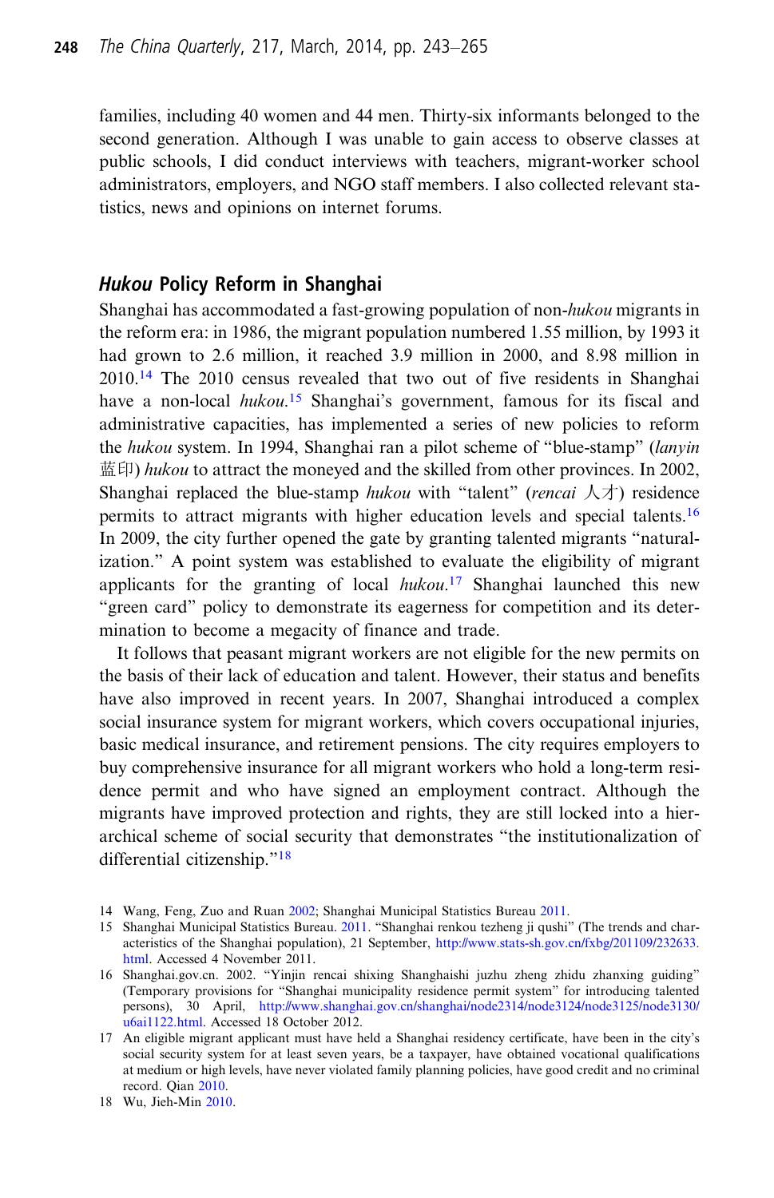families, including 40 women and 44 men. Thirty-six informants belonged to the second generation. Although I was unable to gain access to observe classes at public schools, I did conduct interviews with teachers, migrant-worker school administrators, employers, and NGO staff members. I also collected relevant statistics, news and opinions on internet forums.

## *Hukou* Policy Reform in Shanghai

Shanghai has accommodated a fast-growing population of non-*hukou* migrants in the reform era: in 1986, the migrant population numbered 1.55 million, by 1993 it had grown to 2.6 million, it reached 3.9 million in 2000, and 8.98 million in 2010.[14] The 2010 census revealed that two out of five residents in Shanghai have a non-local *hukou*.[15] Shanghai's government, famous for its fiscal and administrative capacities, has implemented a series of new policies to reform the *hukou* system. In 1994, Shanghai ran a pilot scheme of "blue-stamp" (*lanyin* 蓝印) *hukou* to attract the moneyed and the skilled from other provinces. In 2002, Shanghai replaced the blue-stamp *hukou* with "talent" (*rencai* 人才) residence permits to attract migrants with higher education levels and special talents.[16] In 2009, the city further opened the gate by granting talented migrants "naturalization." A point system was established to evaluate the eligibility of migrant applicants for the granting of local *hukou*.[17] Shanghai launched this new "green card" policy to demonstrate its eagerness for competition and its determination to become a megacity of finance and trade.

It follows that peasant migrant workers are not eligible for the new permits on the basis of their lack of education and talent. However, their status and benefits have also improved in recent years. In 2007, Shanghai introduced a complex social insurance system for migrant workers, which covers occupational injuries, basic medical insurance, and retirement pensions. The city requires employers to buy comprehensive insurance for all migrant workers who hold a long-term residence permit and who have signed an employment contract. Although the migrants have improved protection and rights, they are still locked into a hierarchical scheme of social security that demonstrates "the institutionalization of differential citizenship."[18]

14 Wang, Feng, Zuo and Ruan 2002; Shanghai Municipal Statistics Bureau 2011.

15 Shanghai Municipal Statistics Bureau. 2011. "Shanghai renkou tezheng ji qushi" (The trends and characteristics of the Shanghai population), 21 September, http://www.stats-sh.gov.cn/fxbg/201109/232633.html. Accessed 4 November 2011.

16 Shanghai.gov.cn. 2002. "Yinjin rencai shixing Shanghaishi juzhu zheng zhidu zhanxing guiding" (Temporary provisions for "Shanghai municipality residence permit system" for introducing talented persons), 30 April, http://www.shanghai.gov.cn/shanghai/node2314/node3124/node3125/node3130/u6ai1122.html. Accessed 18 October 2012.

17 An eligible migrant applicant must have held a Shanghai residency certificate, have been in the city's social security system for at least seven years, be a taxpayer, have obtained vocational qualifications at medium or high levels, have never violated family planning policies, have good credit and no criminal record. Qian 2010.

18 Wu, Jieh-Min 2010.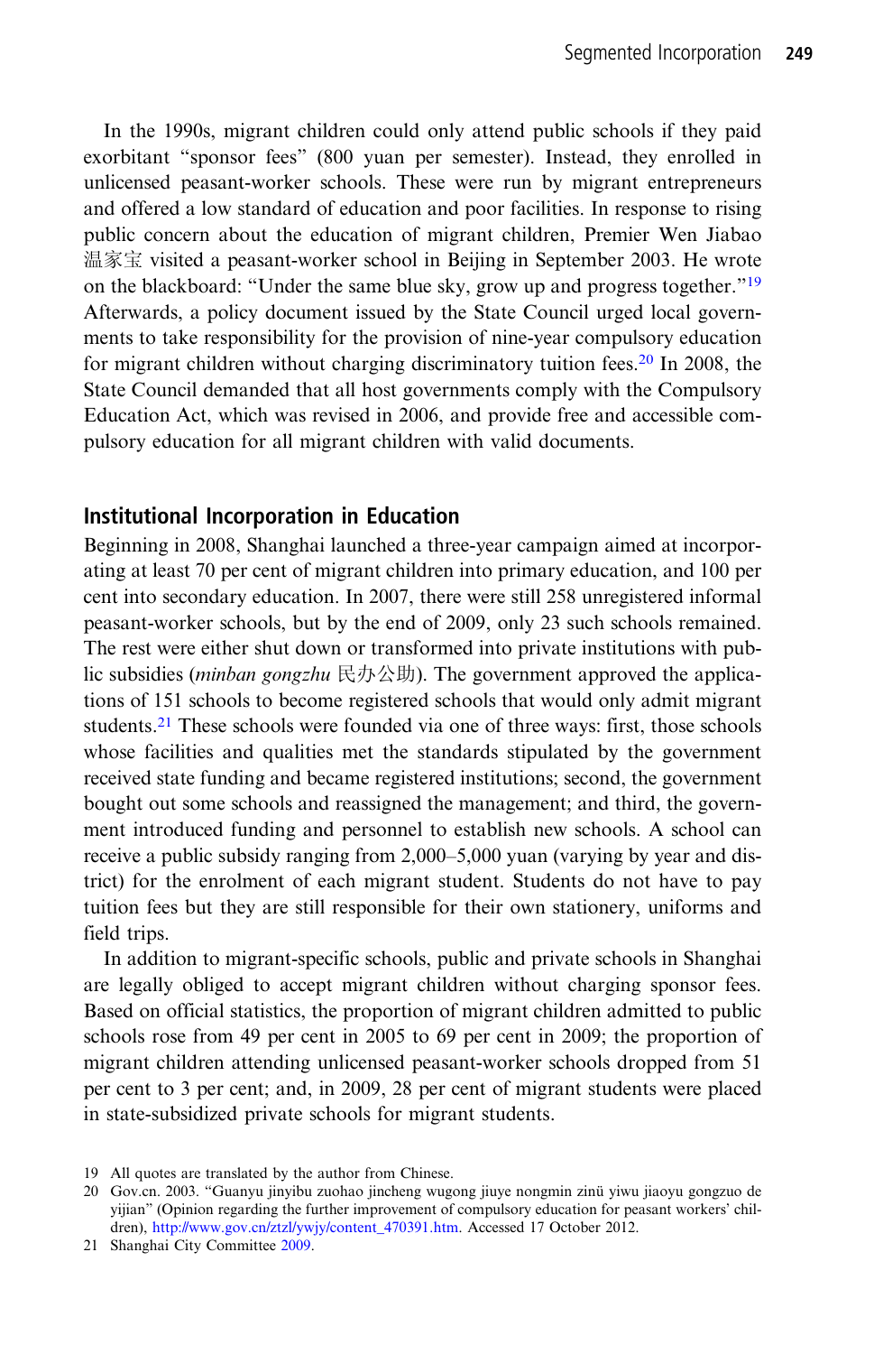In the 1990s, migrant children could only attend public schools if they paid exorbitant "sponsor fees" (800 yuan per semester). Instead, they enrolled in unlicensed peasant-worker schools. These were run by migrant entrepreneurs and offered a low standard of education and poor facilities. In response to rising public concern about the education of migrant children, Premier Wen Jiabao 温家宝 visited a peasant-worker school in Beijing in September 2003. He wrote on the blackboard: "Under the same blue sky, grow up and progress together."[19] Afterwards, a policy document issued by the State Council urged local governments to take responsibility for the provision of nine-year compulsory education for migrant children without charging discriminatory tuition fees.[20] In 2008, the State Council demanded that all host governments comply with the Compulsory Education Act, which was revised in 2006, and provide free and accessible compulsory education for all migrant children with valid documents.

## Institutional Incorporation in Education

Beginning in 2008, Shanghai launched a three-year campaign aimed at incorporating at least 70 per cent of migrant children into primary education, and 100 per cent into secondary education. In 2007, there were still 258 unregistered informal peasant-worker schools, but by the end of 2009, only 23 such schools remained. The rest were either shut down or transformed into private institutions with public subsidies (*minban gongzhu* 民办公助). The government approved the applications of 151 schools to become registered schools that would only admit migrant students.[21] These schools were founded via one of three ways: first, those schools whose facilities and qualities met the standards stipulated by the government received state funding and became registered institutions; second, the government bought out some schools and reassigned the management; and third, the government introduced funding and personnel to establish new schools. A school can receive a public subsidy ranging from 2,000–5,000 yuan (varying by year and district) for the enrolment of each migrant student. Students do not have to pay tuition fees but they are still responsible for their own stationery, uniforms and field trips.

In addition to migrant-specific schools, public and private schools in Shanghai are legally obliged to accept migrant children without charging sponsor fees. Based on official statistics, the proportion of migrant children admitted to public schools rose from 49 per cent in 2005 to 69 per cent in 2009; the proportion of migrant children attending unlicensed peasant-worker schools dropped from 51 per cent to 3 per cent; and, in 2009, 28 per cent of migrant students were placed in state-subsidized private schools for migrant students.

19 All quotes are translated by the author from Chinese.

20 Gov.cn. 2003. "Guanyu jinyibu zuohao jincheng wugong jiuye nongmin zinü yiwu jiaoyu gongzuo de yijian" (Opinion regarding the further improvement of compulsory education for peasant workers' children), http://www.gov.cn/ztzl/ywjy/content_470391.htm. Accessed 17 October 2012.

21 Shanghai City Committee 2009.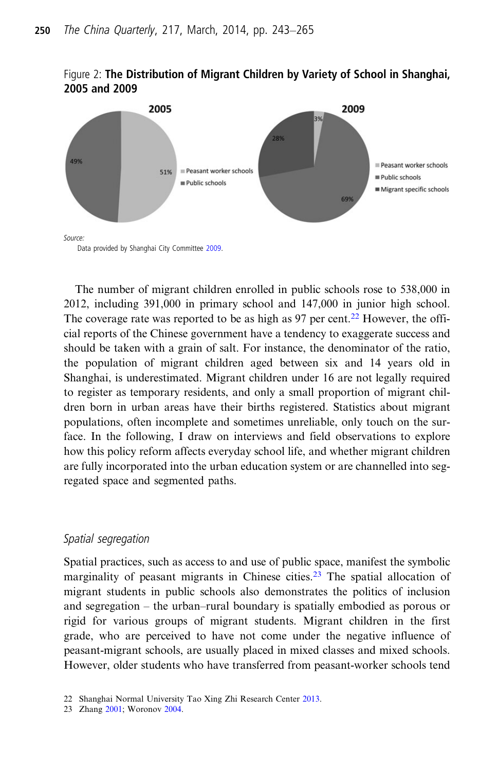Figure 2: **The Distribution of Migrant Children by Variety of School in Shanghai, 2005 and 2009**

Source:
Data provided by Shanghai City Committee 2009.

The number of migrant children enrolled in public schools rose to 538,000 in 2012, including 391,000 in primary school and 147,000 in junior high school. The coverage rate was reported to be as high as 97 per cent.[22] However, the official reports of the Chinese government have a tendency to exaggerate success and should be taken with a grain of salt. For instance, the denominator of the ratio, the population of migrant children aged between six and 14 years old in Shanghai, is underestimated. Migrant children under 16 are not legally required to register as temporary residents, and only a small proportion of migrant children born in urban areas have their births registered. Statistics about migrant populations, often incomplete and sometimes unreliable, only touch on the surface. In the following, I draw on interviews and field observations to explore how this policy reform affects everyday school life, and whether migrant children are fully incorporated into the urban education system or are channelled into segregated space and segmented paths.

### *Spatial segregation*

Spatial practices, such as access to and use of public space, manifest the symbolic marginality of peasant migrants in Chinese cities.[23] The spatial allocation of migrant students in public schools also demonstrates the politics of inclusion and segregation – the urban–rural boundary is spatially embodied as porous or rigid for various groups of migrant students. Migrant children in the first grade, who are perceived to have not come under the negative influence of peasant-migrant schools, are usually placed in mixed classes and mixed schools. However, older students who have transferred from peasant-worker schools tend

22 Shanghai Normal University Tao Xing Zhi Research Center 2013.
23 Zhang 2001; Woronov 2004.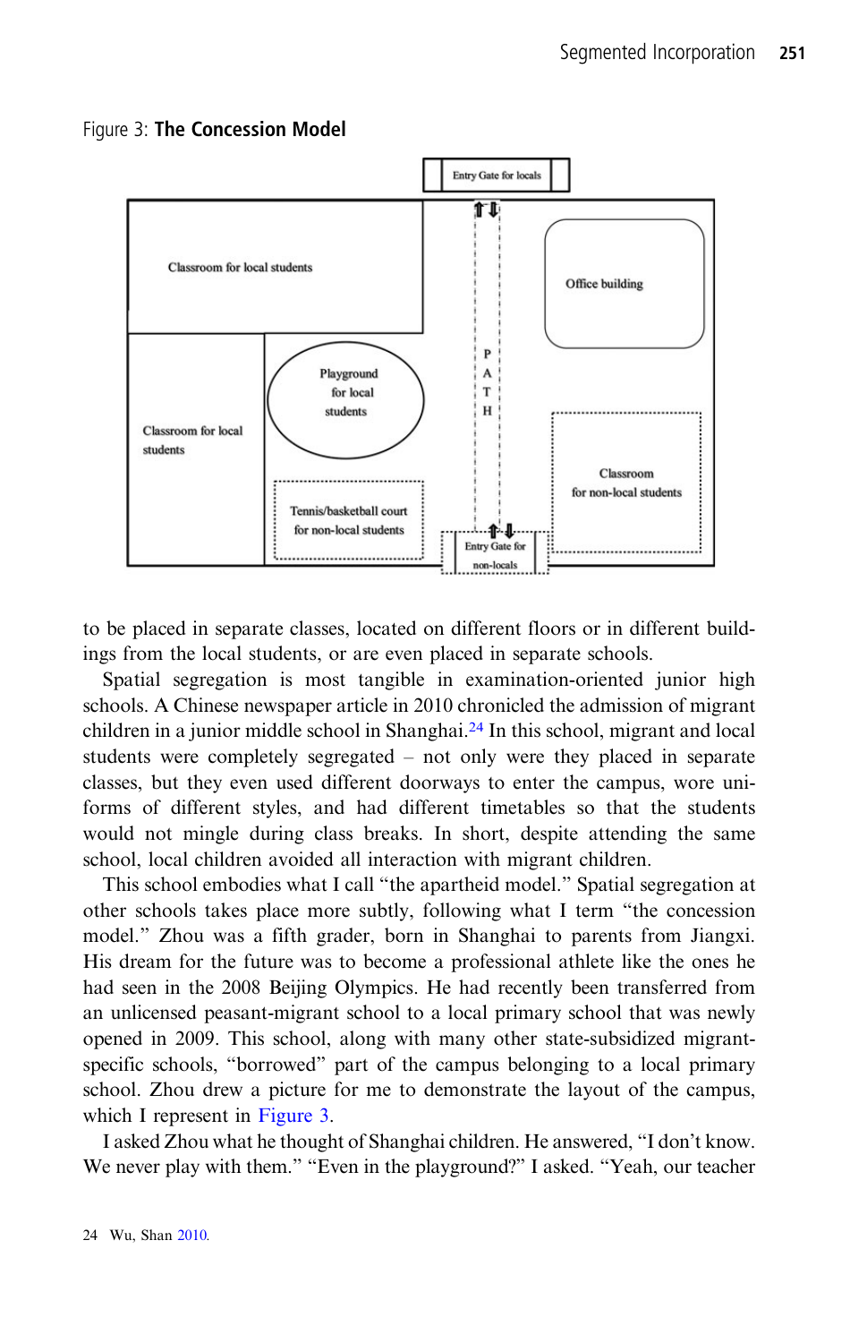Figure 3: **The Concession Model**

to be placed in separate classes, located on different floors or in different buildings from the local students, or are even placed in separate schools.

Spatial segregation is most tangible in examination-oriented junior high schools. A Chinese newspaper article in 2010 chronicled the admission of migrant children in a junior middle school in Shanghai.[24] In this school, migrant and local students were completely segregated – not only were they placed in separate classes, but they even used different doorways to enter the campus, wore uniforms of different styles, and had different timetables so that the students would not mingle during class breaks. In short, despite attending the same school, local children avoided all interaction with migrant children.

This school embodies what I call "the apartheid model." Spatial segregation at other schools takes place more subtly, following what I term "the concession model." Zhou was a fifth grader, born in Shanghai to parents from Jiangxi. His dream for the future was to become a professional athlete like the ones he had seen in the 2008 Beijing Olympics. He had recently been transferred from an unlicensed peasant-migrant school to a local primary school that was newly opened in 2009. This school, along with many other state-subsidized migrant-specific schools, "borrowed" part of the campus belonging to a local primary school. Zhou drew a picture for me to demonstrate the layout of the campus, which I represent in Figure 3.

I asked Zhou what he thought of Shanghai children. He answered, "I don't know. We never play with them." "Even in the playground?" I asked. "Yeah, our teacher

24 Wu, Shan 2010.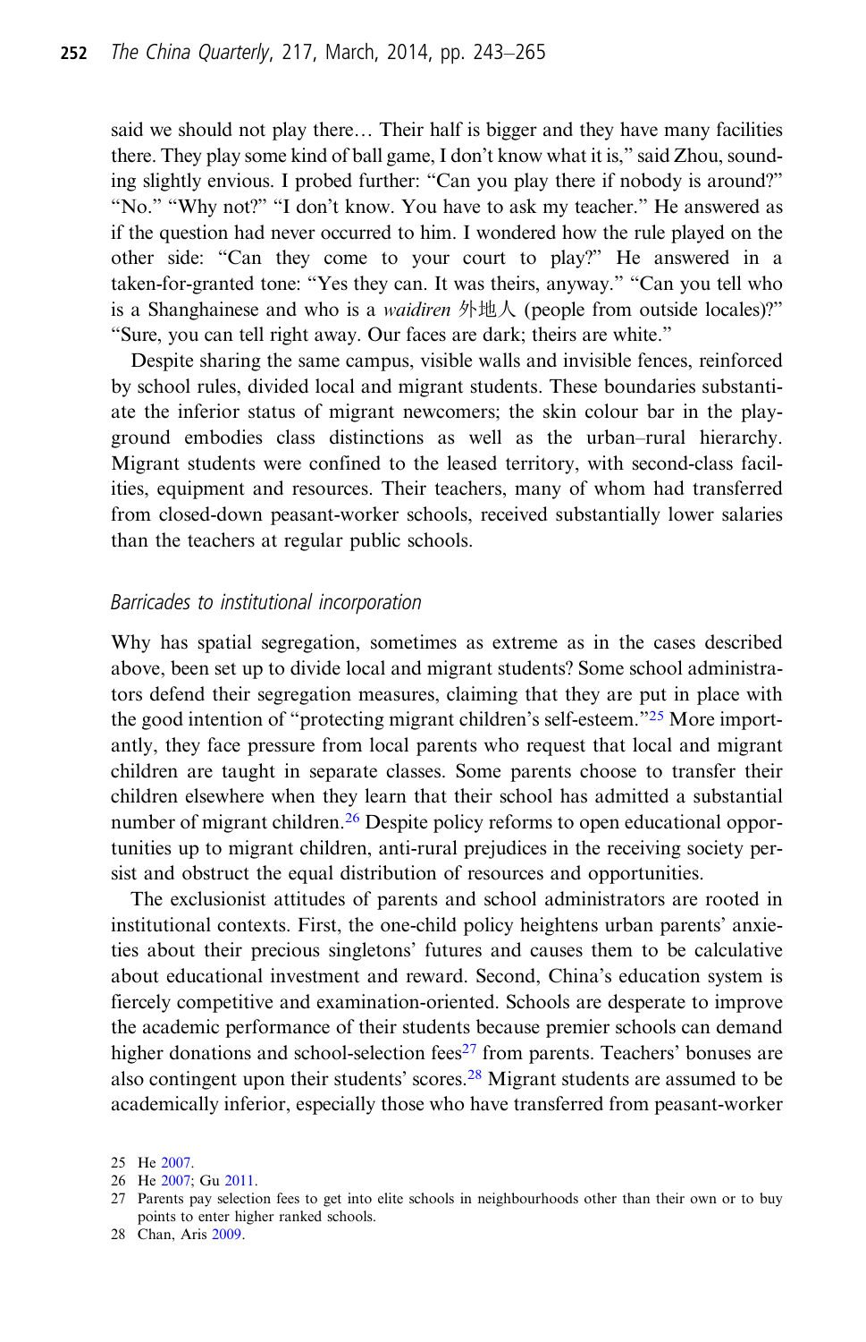said we should not play there… Their half is bigger and they have many facilities there. They play some kind of ball game, I don't know what it is," said Zhou, sounding slightly envious. I probed further: "Can you play there if nobody is around?" "No." "Why not?" "I don't know. You have to ask my teacher." He answered as if the question had never occurred to him. I wondered how the rule played on the other side: "Can they come to your court to play?" He answered in a taken-for-granted tone: "Yes they can. It was theirs, anyway." "Can you tell who is a Shanghainese and who is a *waidiren* 外地人 (people from outside locales)?" "Sure, you can tell right away. Our faces are dark; theirs are white."

Despite sharing the same campus, visible walls and invisible fences, reinforced by school rules, divided local and migrant students. These boundaries substantiate the inferior status of migrant newcomers; the skin colour bar in the playground embodies class distinctions as well as the urban–rural hierarchy. Migrant students were confined to the leased territory, with second-class facilities, equipment and resources. Their teachers, many of whom had transferred from closed-down peasant-worker schools, received substantially lower salaries than the teachers at regular public schools.

### Barricades to institutional incorporation

Why has spatial segregation, sometimes as extreme as in the cases described above, been set up to divide local and migrant students? Some school administrators defend their segregation measures, claiming that they are put in place with the good intention of "protecting migrant children's self-esteem."[25] More importantly, they face pressure from local parents who request that local and migrant children are taught in separate classes. Some parents choose to transfer their children elsewhere when they learn that their school has admitted a substantial number of migrant children.[26] Despite policy reforms to open educational opportunities up to migrant children, anti-rural prejudices in the receiving society persist and obstruct the equal distribution of resources and opportunities.

The exclusionist attitudes of parents and school administrators are rooted in institutional contexts. First, the one-child policy heightens urban parents' anxieties about their precious singletons' futures and causes them to be calculative about educational investment and reward. Second, China's education system is fiercely competitive and examination-oriented. Schools are desperate to improve the academic performance of their students because premier schools can demand higher donations and school-selection fees[27] from parents. Teachers' bonuses are also contingent upon their students' scores.[28] Migrant students are assumed to be academically inferior, especially those who have transferred from peasant-worker

25 He 2007.

26 He 2007; Gu 2011.

27 Parents pay selection fees to get into elite schools in neighbourhoods other than their own or to buy points to enter higher ranked schools.

28 Chan, Aris 2009.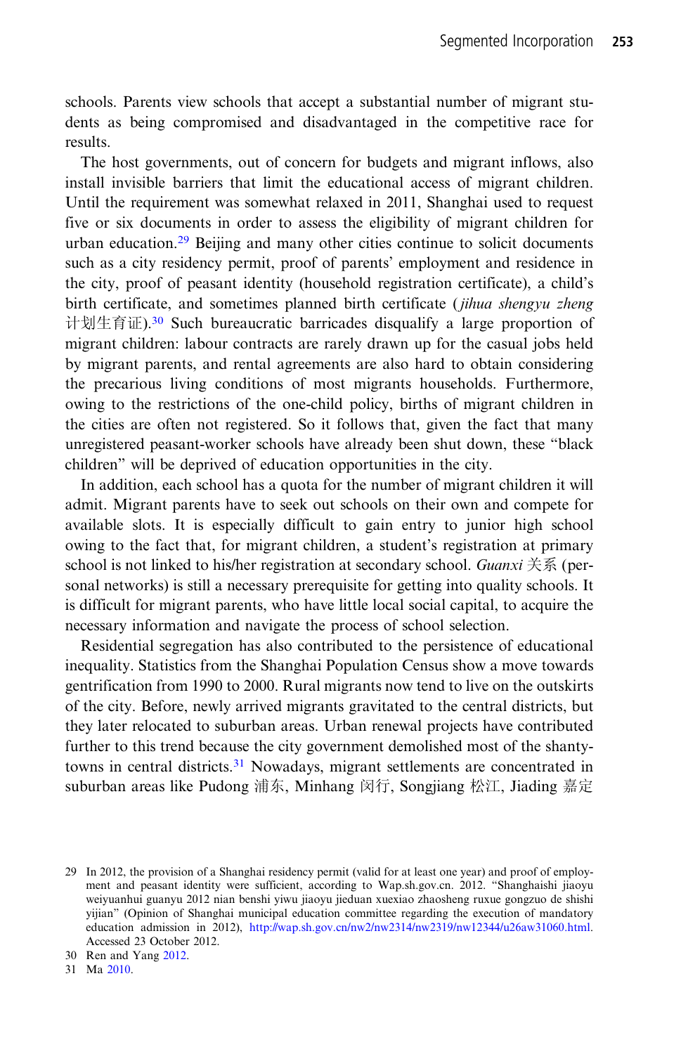schools. Parents view schools that accept a substantial number of migrant students as being compromised and disadvantaged in the competitive race for results.

The host governments, out of concern for budgets and migrant inflows, also install invisible barriers that limit the educational access of migrant children. Until the requirement was somewhat relaxed in 2011, Shanghai used to request five or six documents in order to assess the eligibility of migrant children for urban education.[29] Beijing and many other cities continue to solicit documents such as a city residency permit, proof of parents' employment and residence in the city, proof of peasant identity (household registration certificate), a child's birth certificate, and sometimes planned birth certificate (*jihua shengyu zheng* 计划生育证).[30] Such bureaucratic barricades disqualify a large proportion of migrant children: labour contracts are rarely drawn up for the casual jobs held by migrant parents, and rental agreements are also hard to obtain considering the precarious living conditions of most migrants households. Furthermore, owing to the restrictions of the one-child policy, births of migrant children in the cities are often not registered. So it follows that, given the fact that many unregistered peasant-worker schools have already been shut down, these "black children" will be deprived of education opportunities in the city.

In addition, each school has a quota for the number of migrant children it will admit. Migrant parents have to seek out schools on their own and compete for available slots. It is especially difficult to gain entry to junior high school owing to the fact that, for migrant children, a student's registration at primary school is not linked to his/her registration at secondary school. *Guanxi* 关系 (personal networks) is still a necessary prerequisite for getting into quality schools. It is difficult for migrant parents, who have little local social capital, to acquire the necessary information and navigate the process of school selection.

Residential segregation has also contributed to the persistence of educational inequality. Statistics from the Shanghai Population Census show a move towards gentrification from 1990 to 2000. Rural migrants now tend to live on the outskirts of the city. Before, newly arrived migrants gravitated to the central districts, but they later relocated to suburban areas. Urban renewal projects have contributed further to this trend because the city government demolished most of the shanty-towns in central districts.[31] Nowadays, migrant settlements are concentrated in suburban areas like Pudong 浦东, Minhang 闵行, Songjiang 松江, Jiading 嘉定

---

29 In 2012, the provision of a Shanghai residency permit (valid for at least one year) and proof of employment and peasant identity were sufficient, according to Wap.sh.gov.cn. 2012. "Shanghaishi jiaoyu weiyuanhui guanyu 2012 nian benshi yiwu jiaoyu jieduan xuexiao zhaosheng ruxue gongzuo de shishi yijian" (Opinion of Shanghai municipal education committee regarding the execution of mandatory education admission in 2012), http://wap.sh.gov.cn/nw2/nw2314/nw2319/nw12344/u26aw31060.html. Accessed 23 October 2012.

30 Ren and Yang 2012.

31 Ma 2010.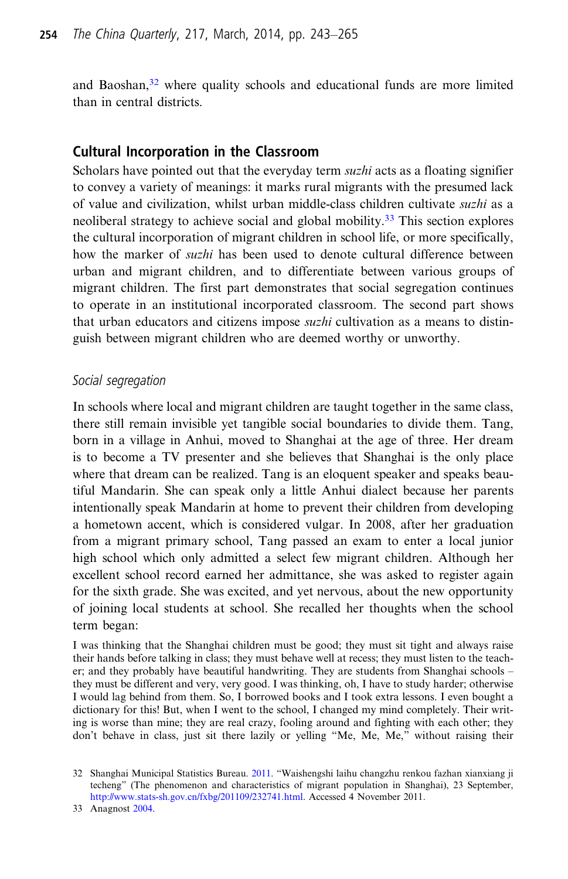and Baoshan,[32] where quality schools and educational funds are more limited than in central districts.

## Cultural Incorporation in the Classroom

Scholars have pointed out that the everyday term *suzhi* acts as a floating signifier to convey a variety of meanings: it marks rural migrants with the presumed lack of value and civilization, whilst urban middle-class children cultivate *suzhi* as a neoliberal strategy to achieve social and global mobility.[33] This section explores the cultural incorporation of migrant children in school life, or more specifically, how the marker of *suzhi* has been used to denote cultural difference between urban and migrant children, and to differentiate between various groups of migrant children. The first part demonstrates that social segregation continues to operate in an institutional incorporated classroom. The second part shows that urban educators and citizens impose *suzhi* cultivation as a means to distinguish between migrant children who are deemed worthy or unworthy.

### *Social segregation*

In schools where local and migrant children are taught together in the same class, there still remain invisible yet tangible social boundaries to divide them. Tang, born in a village in Anhui, moved to Shanghai at the age of three. Her dream is to become a TV presenter and she believes that Shanghai is the only place where that dream can be realized. Tang is an eloquent speaker and speaks beautiful Mandarin. She can speak only a little Anhui dialect because her parents intentionally speak Mandarin at home to prevent their children from developing a hometown accent, which is considered vulgar. In 2008, after her graduation from a migrant primary school, Tang passed an exam to enter a local junior high school which only admitted a select few migrant children. Although her excellent school record earned her admittance, she was asked to register again for the sixth grade. She was excited, and yet nervous, about the new opportunity of joining local students at school. She recalled her thoughts when the school term began:

> I was thinking that the Shanghai children must be good; they must sit tight and always raise their hands before talking in class; they must behave well at recess; they must listen to the teacher; and they probably have beautiful handwriting. They are students from Shanghai schools – they must be different and very, very good. I was thinking, oh, I have to study harder; otherwise I would lag behind from them. So, I borrowed books and I took extra lessons. I even bought a dictionary for this! But, when I went to the school, I changed my mind completely. Their writing is worse than mine; they are real crazy, fooling around and fighting with each other; they don't behave in class, just sit there lazily or yelling "Me, Me, Me," without raising their

32 Shanghai Municipal Statistics Bureau. 2011. "Waishengshi laihu changzhu renkou fazhan xianxiang ji techeng" (The phenomenon and characteristics of migrant population in Shanghai), 23 September, http://www.stats-sh.gov.cn/fxbg/201109/232741.html. Accessed 4 November 2011.

33 Anagnost 2004.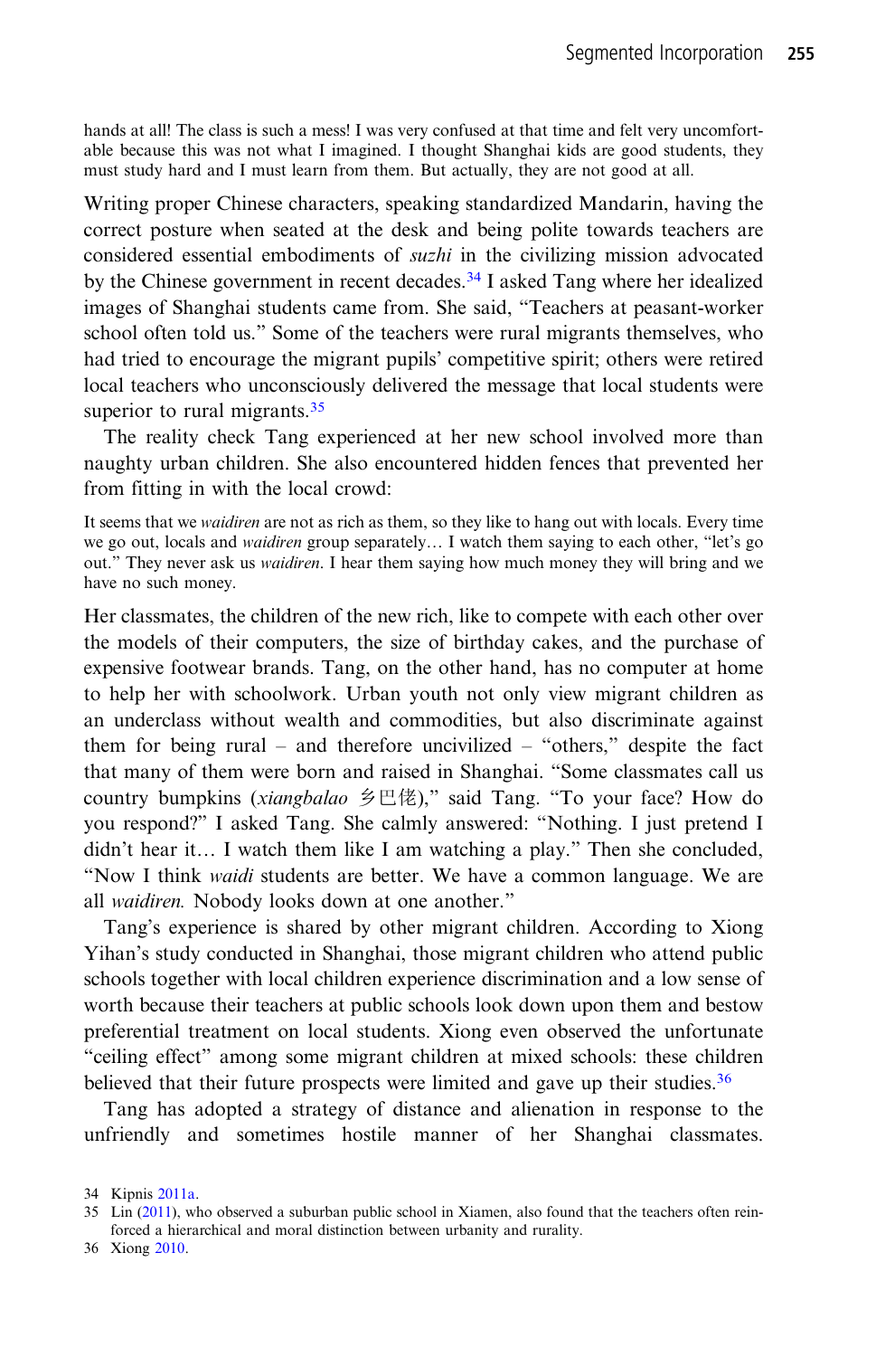hands at all! The class is such a mess! I was very confused at that time and felt very uncomfortable because this was not what I imagined. I thought Shanghai kids are good students, they must study hard and I must learn from them. But actually, they are not good at all.

Writing proper Chinese characters, speaking standardized Mandarin, having the correct posture when seated at the desk and being polite towards teachers are considered essential embodiments of *suzhi* in the civilizing mission advocated by the Chinese government in recent decades.[34] I asked Tang where her idealized images of Shanghai students came from. She said, "Teachers at peasant-worker school often told us." Some of the teachers were rural migrants themselves, who had tried to encourage the migrant pupils' competitive spirit; others were retired local teachers who unconsciously delivered the message that local students were superior to rural migrants.[35]

The reality check Tang experienced at her new school involved more than naughty urban children. She also encountered hidden fences that prevented her from fitting in with the local crowd:

It seems that we *waidiren* are not as rich as them, so they like to hang out with locals. Every time we go out, locals and *waidiren* group separately… I watch them saying to each other, "let's go out." They never ask us *waidiren*. I hear them saying how much money they will bring and we have no such money.

Her classmates, the children of the new rich, like to compete with each other over the models of their computers, the size of birthday cakes, and the purchase of expensive footwear brands. Tang, on the other hand, has no computer at home to help her with schoolwork. Urban youth not only view migrant children as an underclass without wealth and commodities, but also discriminate against them for being rural – and therefore uncivilized – "others," despite the fact that many of them were born and raised in Shanghai. "Some classmates call us country bumpkins (*xiangbalao* 乡巴佬)," said Tang. "To your face? How do you respond?" I asked Tang. She calmly answered: "Nothing. I just pretend I didn't hear it… I watch them like I am watching a play." Then she concluded, "Now I think *waidi* students are better. We have a common language. We are all *waidiren.* Nobody looks down at one another."

Tang's experience is shared by other migrant children. According to Xiong Yihan's study conducted in Shanghai, those migrant children who attend public schools together with local children experience discrimination and a low sense of worth because their teachers at public schools look down upon them and bestow preferential treatment on local students. Xiong even observed the unfortunate "ceiling effect" among some migrant children at mixed schools: these children believed that their future prospects were limited and gave up their studies.[36]

Tang has adopted a strategy of distance and alienation in response to the unfriendly and sometimes hostile manner of her Shanghai classmates.

---

34 Kipnis 2011a.

35 Lin (2011), who observed a suburban public school in Xiamen, also found that the teachers often reinforced a hierarchical and moral distinction between urbanity and rurality.

36 Xiong 2010.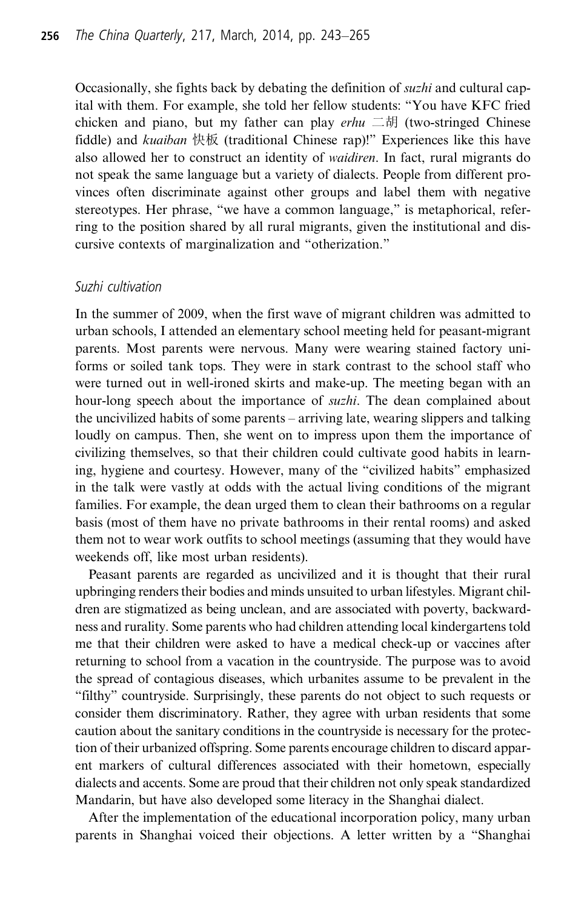Occasionally, she fights back by debating the definition of *suzhi* and cultural capital with them. For example, she told her fellow students: "You have KFC fried chicken and piano, but my father can play *erhu* 二胡 (two-stringed Chinese fiddle) and *kuaiban* 快板 (traditional Chinese rap)!" Experiences like this have also allowed her to construct an identity of *waidiren*. In fact, rural migrants do not speak the same language but a variety of dialects. People from different provinces often discriminate against other groups and label them with negative stereotypes. Her phrase, "we have a common language," is metaphorical, referring to the position shared by all rural migrants, given the institutional and discursive contexts of marginalization and "otherization."

### *Suzhi cultivation*

In the summer of 2009, when the first wave of migrant children was admitted to urban schools, I attended an elementary school meeting held for peasant-migrant parents. Most parents were nervous. Many were wearing stained factory uniforms or soiled tank tops. They were in stark contrast to the school staff who were turned out in well-ironed skirts and make-up. The meeting began with an hour-long speech about the importance of *suzhi*. The dean complained about the uncivilized habits of some parents – arriving late, wearing slippers and talking loudly on campus. Then, she went on to impress upon them the importance of civilizing themselves, so that their children could cultivate good habits in learning, hygiene and courtesy. However, many of the "civilized habits" emphasized in the talk were vastly at odds with the actual living conditions of the migrant families. For example, the dean urged them to clean their bathrooms on a regular basis (most of them have no private bathrooms in their rental rooms) and asked them not to wear work outfits to school meetings (assuming that they would have weekends off, like most urban residents).

Peasant parents are regarded as uncivilized and it is thought that their rural upbringing renders their bodies and minds unsuited to urban lifestyles. Migrant children are stigmatized as being unclean, and are associated with poverty, backwardness and rurality. Some parents who had children attending local kindergartens told me that their children were asked to have a medical check-up or vaccines after returning to school from a vacation in the countryside. The purpose was to avoid the spread of contagious diseases, which urbanites assume to be prevalent in the "filthy" countryside. Surprisingly, these parents do not object to such requests or consider them discriminatory. Rather, they agree with urban residents that some caution about the sanitary conditions in the countryside is necessary for the protection of their urbanized offspring. Some parents encourage children to discard apparent markers of cultural differences associated with their hometown, especially dialects and accents. Some are proud that their children not only speak standardized Mandarin, but have also developed some literacy in the Shanghai dialect.

After the implementation of the educational incorporation policy, many urban parents in Shanghai voiced their objections. A letter written by a "Shanghai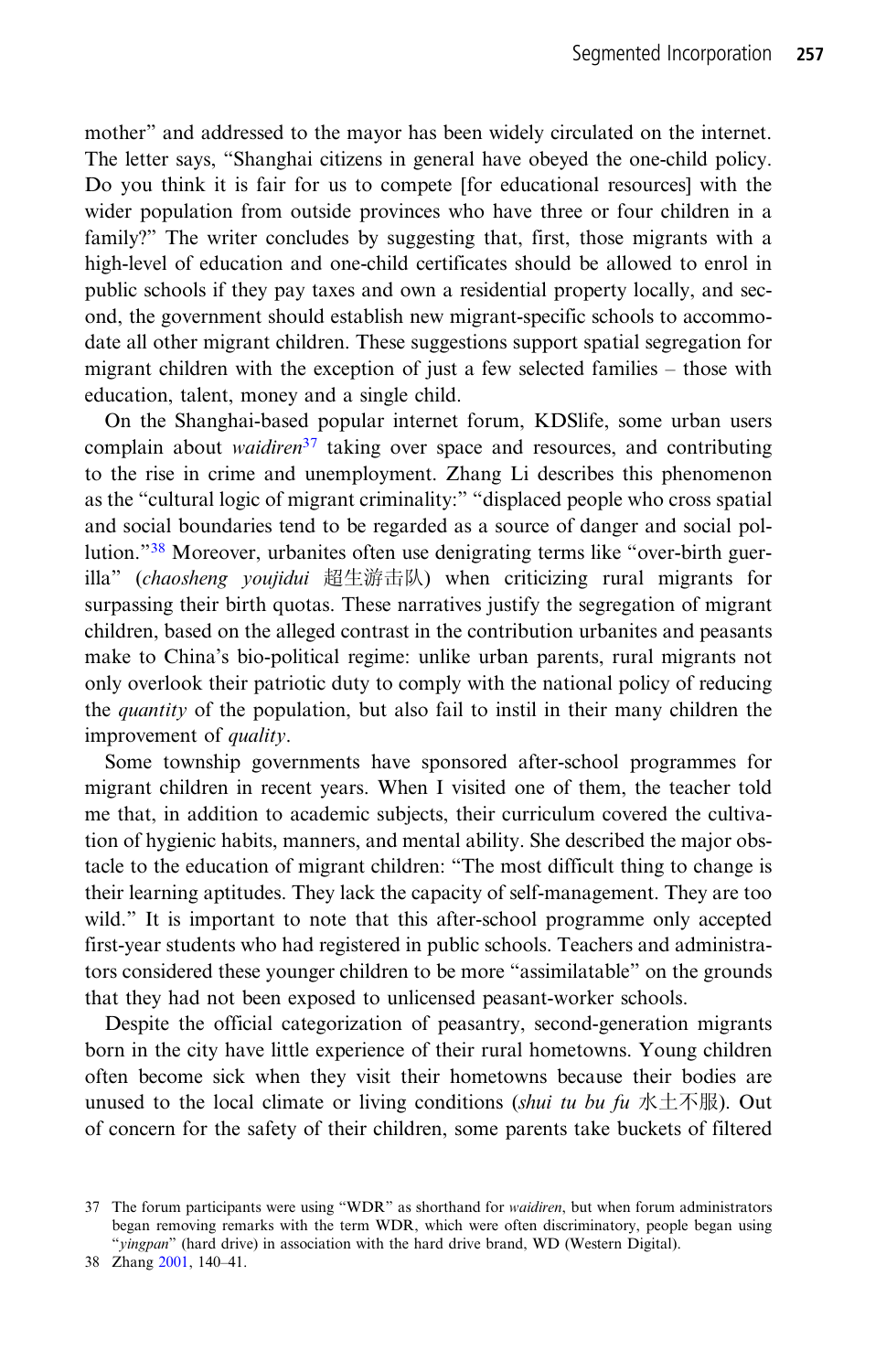mother" and addressed to the mayor has been widely circulated on the internet. The letter says, "Shanghai citizens in general have obeyed the one-child policy. Do you think it is fair for us to compete [for educational resources] with the wider population from outside provinces who have three or four children in a family?" The writer concludes by suggesting that, first, those migrants with a high-level of education and one-child certificates should be allowed to enrol in public schools if they pay taxes and own a residential property locally, and second, the government should establish new migrant-specific schools to accommodate all other migrant children. These suggestions support spatial segregation for migrant children with the exception of just a few selected families – those with education, talent, money and a single child.

On the Shanghai-based popular internet forum, KDSlife, some urban users complain about *waidiren*[37] taking over space and resources, and contributing to the rise in crime and unemployment. Zhang Li describes this phenomenon as the "cultural logic of migrant criminality:" "displaced people who cross spatial and social boundaries tend to be regarded as a source of danger and social pollution."[38] Moreover, urbanites often use denigrating terms like "over-birth guerilla" (*chaosheng youjidui* 超生游击队) when criticizing rural migrants for surpassing their birth quotas. These narratives justify the segregation of migrant children, based on the alleged contrast in the contribution urbanites and peasants make to China's bio-political regime: unlike urban parents, rural migrants not only overlook their patriotic duty to comply with the national policy of reducing the *quantity* of the population, but also fail to instil in their many children the improvement of *quality*.

Some township governments have sponsored after-school programmes for migrant children in recent years. When I visited one of them, the teacher told me that, in addition to academic subjects, their curriculum covered the cultivation of hygienic habits, manners, and mental ability. She described the major obstacle to the education of migrant children: "The most difficult thing to change is their learning aptitudes. They lack the capacity of self-management. They are too wild." It is important to note that this after-school programme only accepted first-year students who had registered in public schools. Teachers and administrators considered these younger children to be more "assimilatable" on the grounds that they had not been exposed to unlicensed peasant-worker schools.

Despite the official categorization of peasantry, second-generation migrants born in the city have little experience of their rural hometowns. Young children often become sick when they visit their hometowns because their bodies are unused to the local climate or living conditions (*shui tu bu fu* 水土不服). Out of concern for the safety of their children, some parents take buckets of filtered

37 The forum participants were using "WDR" as shorthand for *waidiren*, but when forum administrators began removing remarks with the term WDR, which were often discriminatory, people began using "*yingpan*" (hard drive) in association with the hard drive brand, WD (Western Digital).

38 Zhang 2001, 140–41.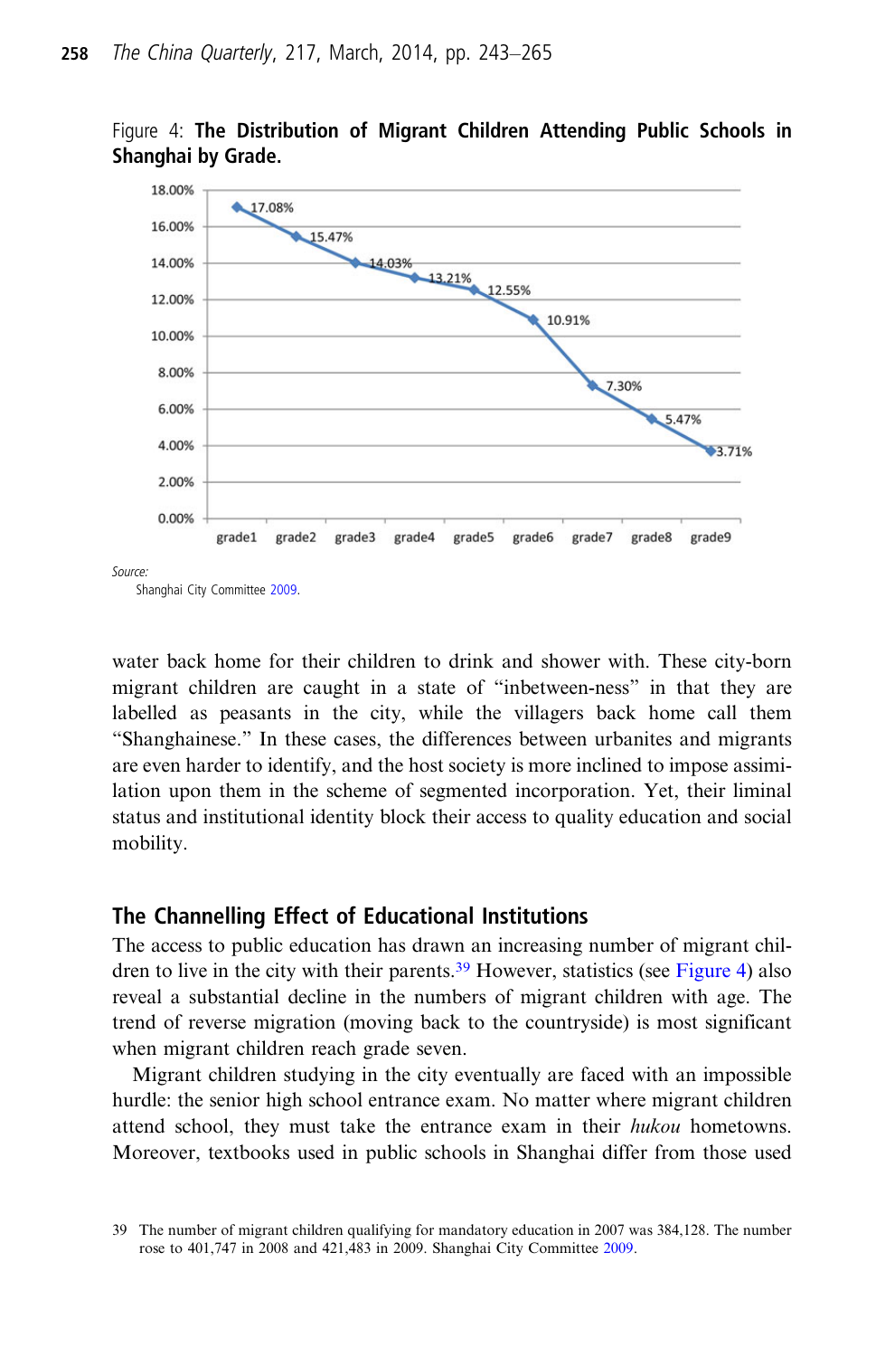Figure 4: **The Distribution of Migrant Children Attending Public Schools in Shanghai by Grade.**

| Grade | Percentage |
|---|---|
| grade1 | 17.08% |
| grade2 | 15.47% |
| grade3 | 14.03% |
| grade4 | 13.21% |
| grade5 | 12.55% |
| grade6 | 10.91% |
| grade7 | 7.30% |
| grade8 | 5.47% |
| grade9 | 3.71% |

*Source:*
Shanghai City Committee 2009.

water back home for their children to drink and shower with. These city-born migrant children are caught in a state of "inbetween-ness" in that they are labelled as peasants in the city, while the villagers back home call them "Shanghainese." In these cases, the differences between urbanites and migrants are even harder to identify, and the host society is more inclined to impose assimilation upon them in the scheme of segmented incorporation. Yet, their liminal status and institutional identity block their access to quality education and social mobility.

## The Channelling Effect of Educational Institutions

The access to public education has drawn an increasing number of migrant children to live in the city with their parents.[39] However, statistics (see Figure 4) also reveal a substantial decline in the numbers of migrant children with age. The trend of reverse migration (moving back to the countryside) is most significant when migrant children reach grade seven.

Migrant children studying in the city eventually are faced with an impossible hurdle: the senior high school entrance exam. No matter where migrant children attend school, they must take the entrance exam in their *hukou* hometowns. Moreover, textbooks used in public schools in Shanghai differ from those used

39 The number of migrant children qualifying for mandatory education in 2007 was 384,128. The number rose to 401,747 in 2008 and 421,483 in 2009. Shanghai City Committee 2009.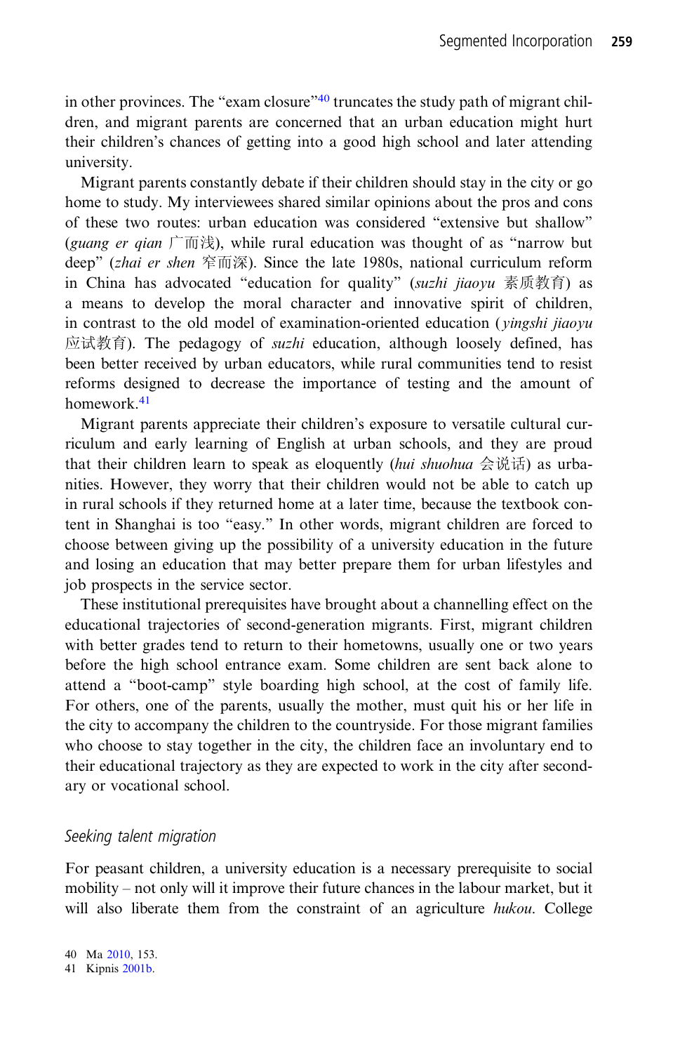in other provinces. The "exam closure"[40] truncates the study path of migrant children, and migrant parents are concerned that an urban education might hurt their children's chances of getting into a good high school and later attending university.

Migrant parents constantly debate if their children should stay in the city or go home to study. My interviewees shared similar opinions about the pros and cons of these two routes: urban education was considered "extensive but shallow" (*guang er qian* 广而浅), while rural education was thought of as "narrow but deep" (*zhai er shen* 窄而深). Since the late 1980s, national curriculum reform in China has advocated "education for quality" (*suzhi jiaoyu* 素质教育) as a means to develop the moral character and innovative spirit of children, in contrast to the old model of examination-oriented education (*yingshi jiaoyu* 应试教育). The pedagogy of *suzhi* education, although loosely defined, has been better received by urban educators, while rural communities tend to resist reforms designed to decrease the importance of testing and the amount of homework.[41]

Migrant parents appreciate their children's exposure to versatile cultural curriculum and early learning of English at urban schools, and they are proud that their children learn to speak as eloquently (*hui shuohua* 会说话) as urbanities. However, they worry that their children would not be able to catch up in rural schools if they returned home at a later time, because the textbook content in Shanghai is too "easy." In other words, migrant children are forced to choose between giving up the possibility of a university education in the future and losing an education that may better prepare them for urban lifestyles and job prospects in the service sector.

These institutional prerequisites have brought about a channelling effect on the educational trajectories of second-generation migrants. First, migrant children with better grades tend to return to their hometowns, usually one or two years before the high school entrance exam. Some children are sent back alone to attend a "boot-camp" style boarding high school, at the cost of family life. For others, one of the parents, usually the mother, must quit his or her life in the city to accompany the children to the countryside. For those migrant families who choose to stay together in the city, the children face an involuntary end to their educational trajectory as they are expected to work in the city after secondary or vocational school.

### *Seeking talent migration*

For peasant children, a university education is a necessary prerequisite to social mobility – not only will it improve their future chances in the labour market, but it will also liberate them from the constraint of an agriculture *hukou*. College

40 Ma 2010, 153.
41 Kipnis 2001b.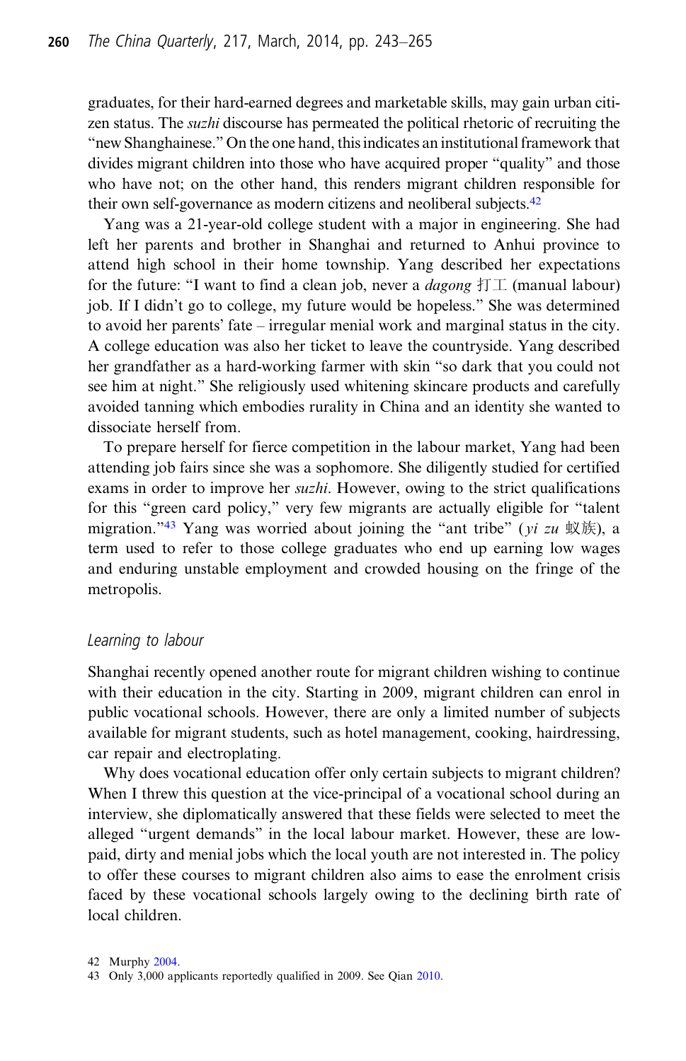graduates, for their hard-earned degrees and marketable skills, may gain urban citizen status. The *suzhi* discourse has permeated the political rhetoric of recruiting the "new Shanghainese." On the one hand, this indicates an institutional framework that divides migrant children into those who have acquired proper "quality" and those who have not; on the other hand, this renders migrant children responsible for their own self-governance as modern citizens and neoliberal subjects.[42]

Yang was a 21-year-old college student with a major in engineering. She had left her parents and brother in Shanghai and returned to Anhui province to attend high school in their home township. Yang described her expectations for the future: "I want to find a clean job, never a *dagong* 打工 (manual labour) job. If I didn't go to college, my future would be hopeless." She was determined to avoid her parents' fate – irregular menial work and marginal status in the city. A college education was also her ticket to leave the countryside. Yang described her grandfather as a hard-working farmer with skin "so dark that you could not see him at night." She religiously used whitening skincare products and carefully avoided tanning which embodies rurality in China and an identity she wanted to dissociate herself from.

To prepare herself for fierce competition in the labour market, Yang had been attending job fairs since she was a sophomore. She diligently studied for certified exams in order to improve her *suzhi*. However, owing to the strict qualifications for this "green card policy," very few migrants are actually eligible for "talent migration."[43] Yang was worried about joining the "ant tribe" (*yi zu* 蚁族), a term used to refer to those college graduates who end up earning low wages and enduring unstable employment and crowded housing on the fringe of the metropolis.

### *Learning to labour*

Shanghai recently opened another route for migrant children wishing to continue with their education in the city. Starting in 2009, migrant children can enrol in public vocational schools. However, there are only a limited number of subjects available for migrant students, such as hotel management, cooking, hairdressing, car repair and electroplating.

Why does vocational education offer only certain subjects to migrant children? When I threw this question at the vice-principal of a vocational school during an interview, she diplomatically answered that these fields were selected to meet the alleged "urgent demands" in the local labour market. However, these are low-paid, dirty and menial jobs which the local youth are not interested in. The policy to offer these courses to migrant children also aims to ease the enrolment crisis faced by these vocational schools largely owing to the declining birth rate of local children.

42 Murphy 2004.

43 Only 3,000 applicants reportedly qualified in 2009. See Qian 2010.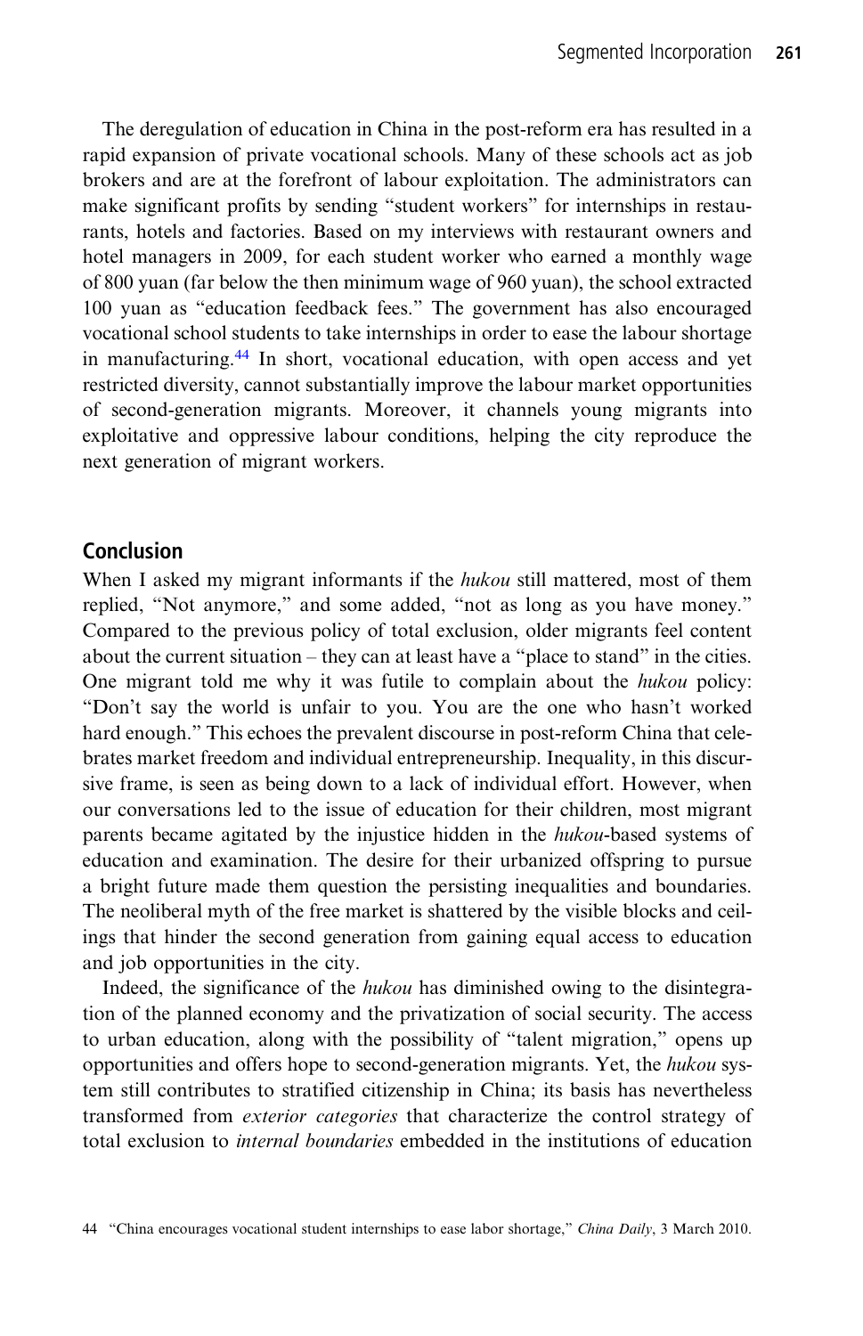The deregulation of education in China in the post-reform era has resulted in a rapid expansion of private vocational schools. Many of these schools act as job brokers and are at the forefront of labour exploitation. The administrators can make significant profits by sending "student workers" for internships in restaurants, hotels and factories. Based on my interviews with restaurant owners and hotel managers in 2009, for each student worker who earned a monthly wage of 800 yuan (far below the then minimum wage of 960 yuan), the school extracted 100 yuan as "education feedback fees." The government has also encouraged vocational school students to take internships in order to ease the labour shortage in manufacturing.[44] In short, vocational education, with open access and yet restricted diversity, cannot substantially improve the labour market opportunities of second-generation migrants. Moreover, it channels young migrants into exploitative and oppressive labour conditions, helping the city reproduce the next generation of migrant workers.

## Conclusion

When I asked my migrant informants if the *hukou* still mattered, most of them replied, "Not anymore," and some added, "not as long as you have money." Compared to the previous policy of total exclusion, older migrants feel content about the current situation – they can at least have a "place to stand" in the cities. One migrant told me why it was futile to complain about the *hukou* policy: "Don't say the world is unfair to you. You are the one who hasn't worked hard enough." This echoes the prevalent discourse in post-reform China that celebrates market freedom and individual entrepreneurship. Inequality, in this discursive frame, is seen as being down to a lack of individual effort. However, when our conversations led to the issue of education for their children, most migrant parents became agitated by the injustice hidden in the *hukou*-based systems of education and examination. The desire for their urbanized offspring to pursue a bright future made them question the persisting inequalities and boundaries. The neoliberal myth of the free market is shattered by the visible blocks and ceilings that hinder the second generation from gaining equal access to education and job opportunities in the city.

Indeed, the significance of the *hukou* has diminished owing to the disintegration of the planned economy and the privatization of social security. The access to urban education, along with the possibility of "talent migration," opens up opportunities and offers hope to second-generation migrants. Yet, the *hukou* system still contributes to stratified citizenship in China; its basis has nevertheless transformed from *exterior categories* that characterize the control strategy of total exclusion to *internal boundaries* embedded in the institutions of education

44 "China encourages vocational student internships to ease labor shortage," *China Daily*, 3 March 2010.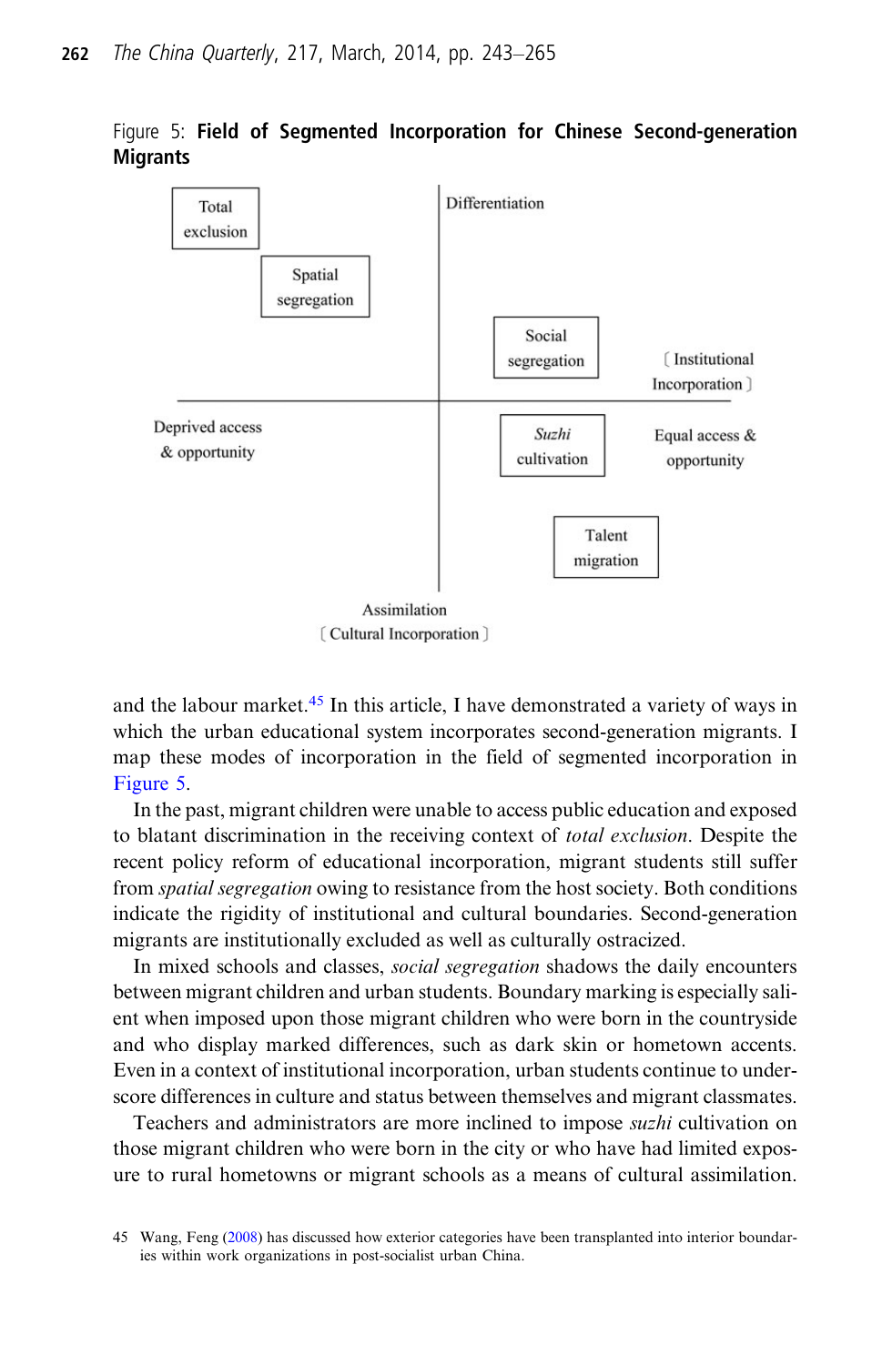Figure 5: **Field of Segmented Incorporation for Chinese Second-generation Migrants**

Total exclusion

Spatial segregation

Differentiation

Social segregation

〔Institutional Incorporation〕

Deprived access & opportunity

*Suzhi* cultivation

Equal access & opportunity

Talent migration

Assimilation
〔Cultural Incorporation〕

and the labour market.[45] In this article, I have demonstrated a variety of ways in which the urban educational system incorporates second-generation migrants. I map these modes of incorporation in the field of segmented incorporation in Figure 5.

In the past, migrant children were unable to access public education and exposed to blatant discrimination in the receiving context of *total exclusion*. Despite the recent policy reform of educational incorporation, migrant students still suffer from *spatial segregation* owing to resistance from the host society. Both conditions indicate the rigidity of institutional and cultural boundaries. Second-generation migrants are institutionally excluded as well as culturally ostracized.

In mixed schools and classes, *social segregation* shadows the daily encounters between migrant children and urban students. Boundary marking is especially salient when imposed upon those migrant children who were born in the countryside and who display marked differences, such as dark skin or hometown accents. Even in a context of institutional incorporation, urban students continue to underscore differences in culture and status between themselves and migrant classmates.

Teachers and administrators are more inclined to impose *suzhi* cultivation on those migrant children who were born in the city or who have had limited exposure to rural hometowns or migrant schools as a means of cultural assimilation.

45 Wang, Feng (2008) has discussed how exterior categories have been transplanted into interior boundaries within work organizations in post-socialist urban China.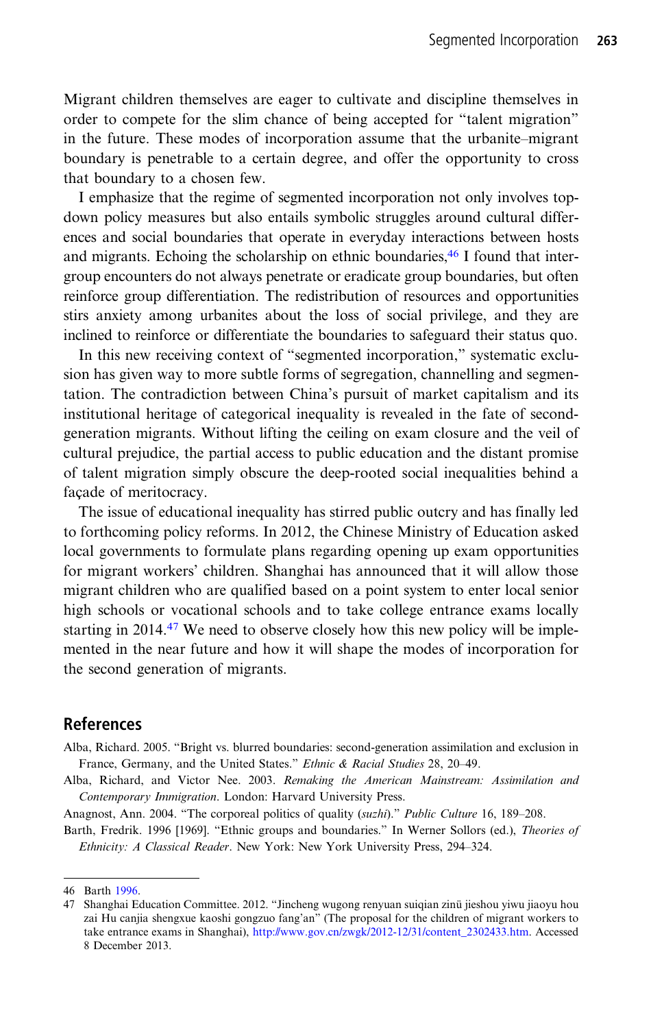Migrant children themselves are eager to cultivate and discipline themselves in order to compete for the slim chance of being accepted for "talent migration" in the future. These modes of incorporation assume that the urbanite–migrant boundary is penetrable to a certain degree, and offer the opportunity to cross that boundary to a chosen few.

I emphasize that the regime of segmented incorporation not only involves top-down policy measures but also entails symbolic struggles around cultural differences and social boundaries that operate in everyday interactions between hosts and migrants. Echoing the scholarship on ethnic boundaries,[46] I found that inter-group encounters do not always penetrate or eradicate group boundaries, but often reinforce group differentiation. The redistribution of resources and opportunities stirs anxiety among urbanites about the loss of social privilege, and they are inclined to reinforce or differentiate the boundaries to safeguard their status quo.

In this new receiving context of "segmented incorporation," systematic exclusion has given way to more subtle forms of segregation, channelling and segmentation. The contradiction between China's pursuit of market capitalism and its institutional heritage of categorical inequality is revealed in the fate of second-generation migrants. Without lifting the ceiling on exam closure and the veil of cultural prejudice, the partial access to public education and the distant promise of talent migration simply obscure the deep-rooted social inequalities behind a façade of meritocracy.

The issue of educational inequality has stirred public outcry and has finally led to forthcoming policy reforms. In 2012, the Chinese Ministry of Education asked local governments to formulate plans regarding opening up exam opportunities for migrant workers' children. Shanghai has announced that it will allow those migrant children who are qualified based on a point system to enter local senior high schools or vocational schools and to take college entrance exams locally starting in 2014.[47] We need to observe closely how this new policy will be implemented in the near future and how it will shape the modes of incorporation for the second generation of migrants.

## References

Alba, Richard. 2005. "Bright vs. blurred boundaries: second-generation assimilation and exclusion in France, Germany, and the United States." *Ethnic & Racial Studies* 28, 20–49.

Alba, Richard, and Victor Nee. 2003. *Remaking the American Mainstream: Assimilation and Contemporary Immigration*. London: Harvard University Press.

Anagnost, Ann. 2004. "The corporeal politics of quality (*suzhi*)." *Public Culture* 16, 189–208.

Barth, Fredrik. 1996 [1969]. "Ethnic groups and boundaries." In Werner Sollors (ed.), *Theories of Ethnicity: A Classical Reader*. New York: New York University Press, 294–324.

---

46 Barth 1996.

47 Shanghai Education Committee. 2012. "Jincheng wugong renyuan suiqian zinü jieshou yiwu jiaoyu hou zai Hu canjia shengxue kaoshi gongzuo fang'an" (The proposal for the children of migrant workers to take entrance exams in Shanghai), http://www.gov.cn/zwgk/2012-12/31/content_2302433.htm. Accessed 8 December 2013.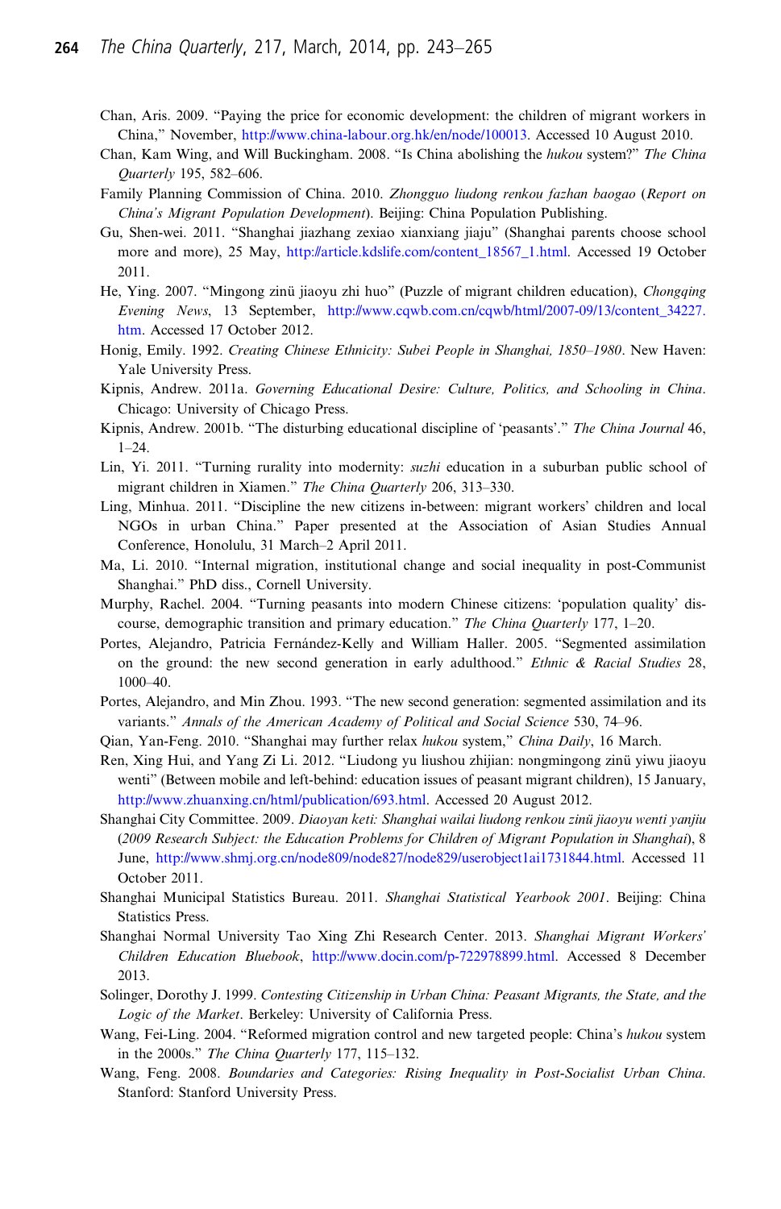Chan, Aris. 2009. "Paying the price for economic development: the children of migrant workers in China," November, http://www.china-labour.org.hk/en/node/100013. Accessed 10 August 2010.

Chan, Kam Wing, and Will Buckingham. 2008. "Is China abolishing the *hukou* system?" *The China Quarterly* 195, 582–606.

Family Planning Commission of China. 2010. *Zhongguo liudong renkou fazhan baogao* (*Report on China's Migrant Population Development*). Beijing: China Population Publishing.

Gu, Shen-wei. 2011. "Shanghai jiazhang zexiao xianxiang jiaju" (Shanghai parents choose school more and more), 25 May, http://article.kdslife.com/content_18567_1.html. Accessed 19 October 2011.

He, Ying. 2007. "Mingong zinü jiaoyu zhi huo" (Puzzle of migrant children education), *Chongqing Evening News*, 13 September, http://www.cqwb.com.cn/cqwb/html/2007-09/13/content_34227.htm. Accessed 17 October 2012.

Honig, Emily. 1992. *Creating Chinese Ethnicity: Subei People in Shanghai, 1850–1980*. New Haven: Yale University Press.

Kipnis, Andrew. 2011a. *Governing Educational Desire: Culture, Politics, and Schooling in China*. Chicago: University of Chicago Press.

Kipnis, Andrew. 2001b. "The disturbing educational discipline of 'peasants'." *The China Journal* 46, 1–24.

Lin, Yi. 2011. "Turning rurality into modernity: *suzhi* education in a suburban public school of migrant children in Xiamen." *The China Quarterly* 206, 313–330.

Ling, Minhua. 2011. "Discipline the new citizens in-between: migrant workers' children and local NGOs in urban China." Paper presented at the Association of Asian Studies Annual Conference, Honolulu, 31 March–2 April 2011.

Ma, Li. 2010. "Internal migration, institutional change and social inequality in post-Communist Shanghai." PhD diss., Cornell University.

Murphy, Rachel. 2004. "Turning peasants into modern Chinese citizens: 'population quality' discourse, demographic transition and primary education." *The China Quarterly* 177, 1–20.

Portes, Alejandro, Patricia Fernández-Kelly and William Haller. 2005. "Segmented assimilation on the ground: the new second generation in early adulthood." *Ethnic & Racial Studies* 28, 1000–40.

Portes, Alejandro, and Min Zhou. 1993. "The new second generation: segmented assimilation and its variants." *Annals of the American Academy of Political and Social Science* 530, 74–96.

Qian, Yan-Feng. 2010. "Shanghai may further relax *hukou* system," *China Daily*, 16 March.

Ren, Xing Hui, and Yang Zi Li. 2012. "Liudong yu liushou zhijian: nongmingong zinü yiwu jiaoyu wenti" (Between mobile and left-behind: education issues of peasant migrant children), 15 January, http://www.zhuanxing.cn/html/publication/693.html. Accessed 20 August 2012.

Shanghai City Committee. 2009. *Diaoyan keti: Shanghai wailai liudong renkou zinü jiaoyu wenti yanjiu* (*2009 Research Subject: the Education Problems for Children of Migrant Population in Shanghai*), 8 June, http://www.shmj.org.cn/node809/node827/node829/userobject1ai1731844.html. Accessed 11 October 2011.

Shanghai Municipal Statistics Bureau. 2011. *Shanghai Statistical Yearbook 2001*. Beijing: China Statistics Press.

Shanghai Normal University Tao Xing Zhi Research Center. 2013. *Shanghai Migrant Workers' Children Education Bluebook*, http://www.docin.com/p-722978899.html. Accessed 8 December 2013.

Solinger, Dorothy J. 1999. *Contesting Citizenship in Urban China: Peasant Migrants, the State, and the Logic of the Market*. Berkeley: University of California Press.

Wang, Fei-Ling. 2004. "Reformed migration control and new targeted people: China's *hukou* system in the 2000s." *The China Quarterly* 177, 115–132.

Wang, Feng. 2008. *Boundaries and Categories: Rising Inequality in Post-Socialist Urban China*. Stanford: Stanford University Press.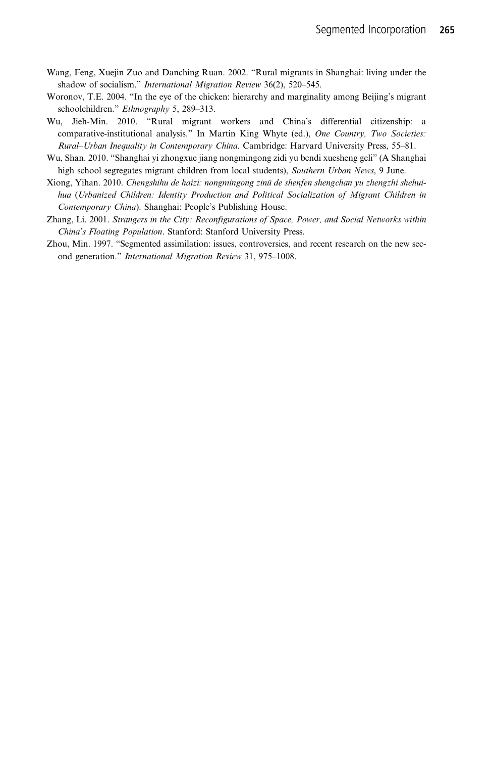Wang, Feng, Xuejin Zuo and Danching Ruan. 2002. "Rural migrants in Shanghai: living under the shadow of socialism." *International Migration Review* 36(2), 520–545.

Woronov, T.E. 2004. "In the eye of the chicken: hierarchy and marginality among Beijing's migrant schoolchildren." *Ethnography* 5, 289–313.

Wu, Jieh-Min. 2010. "Rural migrant workers and China's differential citizenship: a comparative-institutional analysis." In Martin King Whyte (ed.), *One Country, Two Societies: Rural–Urban Inequality in Contemporary China*. Cambridge: Harvard University Press, 55–81.

Wu, Shan. 2010. "Shanghai yi zhongxue jiang nongmingong zidi yu bendi xuesheng geli" (A Shanghai high school segregates migrant children from local students), *Southern Urban News*, 9 June.

Xiong, Yihan. 2010. *Chengshihu de haizi: nongmingong zinü de shenfen shengchan yu zhengzhi shehuihua* (*Urbanized Children: Identity Production and Political Socialization of Migrant Children in Contemporary China*). Shanghai: People's Publishing House.

Zhang, Li. 2001. *Strangers in the City: Reconfigurations of Space, Power, and Social Networks within China's Floating Population*. Stanford: Stanford University Press.

Zhou, Min. 1997. "Segmented assimilation: issues, controversies, and recent research on the new second generation." *International Migration Review* 31, 975–1008.